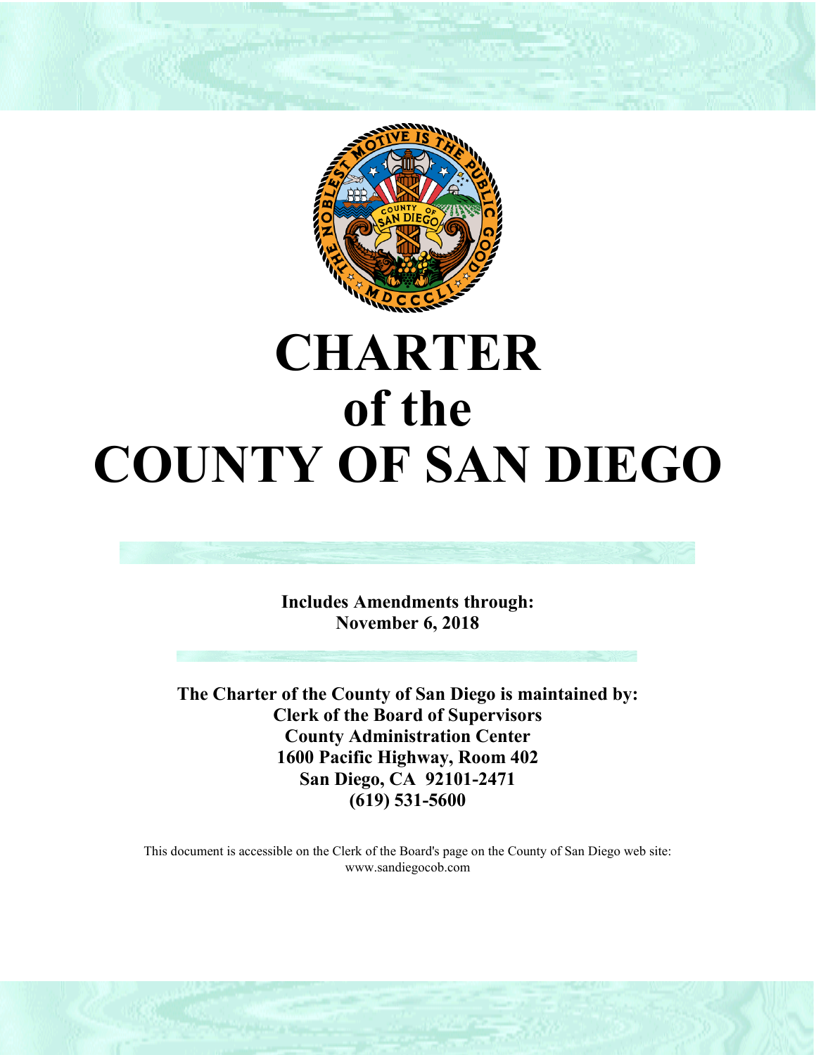# CHARTER of the COUNTY OF SAN DIEGO

**Includes Amendments through:**
**November 6, 2018**

**The Charter of the County of San Diego is maintained by:**
**Clerk of the Board of Supervisors**
**County Administration Center**
**1600 Pacific Highway, Room 402**
**San Diego, CA 92101-2471**
**(619) 531-5600**

This document is accessible on the Clerk of the Board's page on the County of San Diego web site:
www.sandiegocob.com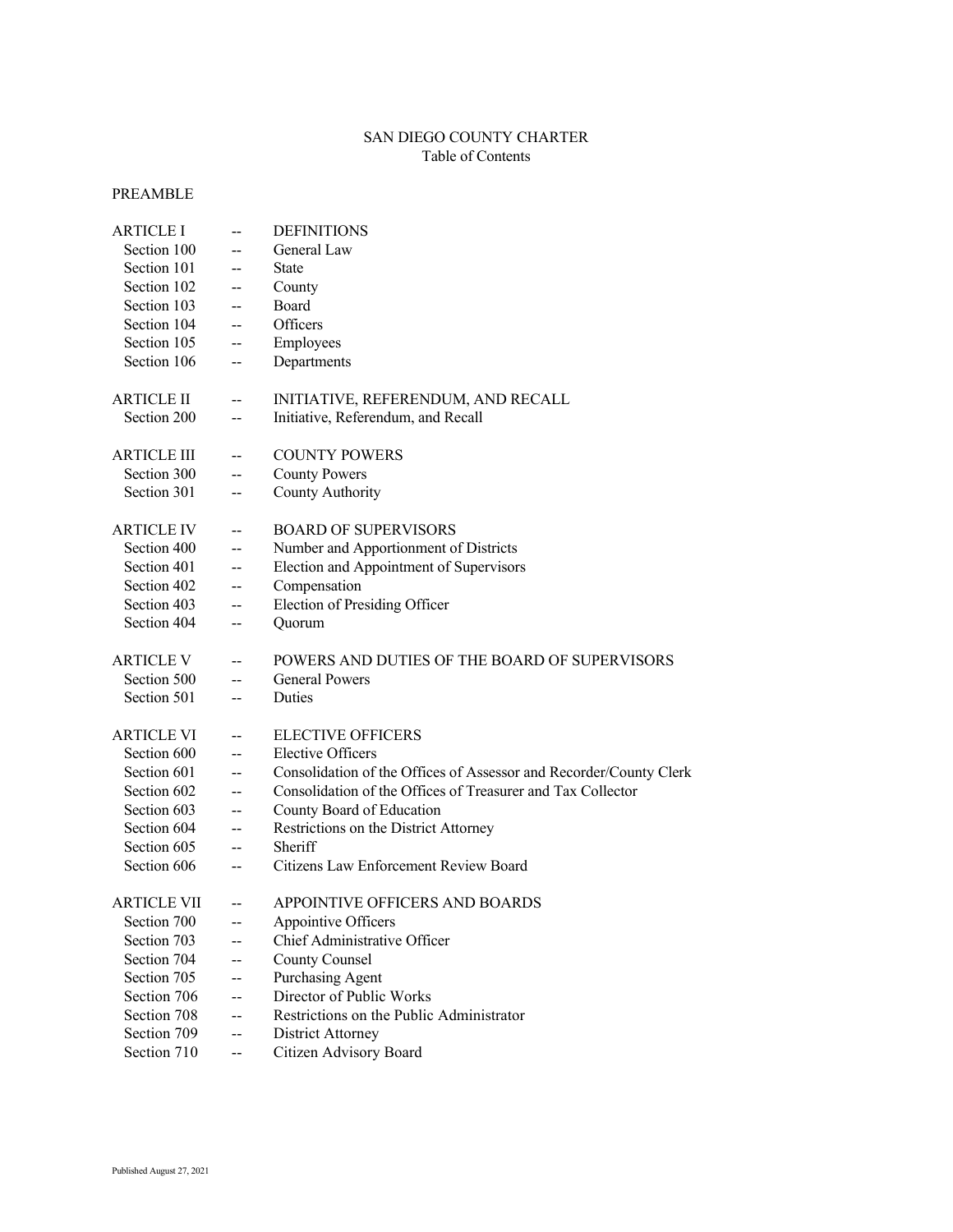# SAN DIEGO COUNTY CHARTER

Table of Contents

PREAMBLE

| | | |
|---|---|---|
| ARTICLE I | -- | DEFINITIONS |
| Section 100 | -- | General Law |
| Section 101 | -- | State |
| Section 102 | -- | County |
| Section 103 | -- | Board |
| Section 104 | -- | Officers |
| Section 105 | -- | Employees |
| Section 106 | -- | Departments |
| ARTICLE II | -- | INITIATIVE, REFERENDUM, AND RECALL |
| Section 200 | -- | Initiative, Referendum, and Recall |
| ARTICLE III | -- | COUNTY POWERS |
| Section 300 | -- | County Powers |
| Section 301 | -- | County Authority |
| ARTICLE IV | -- | BOARD OF SUPERVISORS |
| Section 400 | -- | Number and Apportionment of Districts |
| Section 401 | -- | Election and Appointment of Supervisors |
| Section 402 | -- | Compensation |
| Section 403 | -- | Election of Presiding Officer |
| Section 404 | -- | Quorum |
| ARTICLE V | -- | POWERS AND DUTIES OF THE BOARD OF SUPERVISORS |
| Section 500 | -- | General Powers |
| Section 501 | -- | Duties |
| ARTICLE VI | -- | ELECTIVE OFFICERS |
| Section 600 | -- | Elective Officers |
| Section 601 | -- | Consolidation of the Offices of Assessor and Recorder/County Clerk |
| Section 602 | -- | Consolidation of the Offices of Treasurer and Tax Collector |
| Section 603 | -- | County Board of Education |
| Section 604 | -- | Restrictions on the District Attorney |
| Section 605 | -- | Sheriff |
| Section 606 | -- | Citizens Law Enforcement Review Board |
| ARTICLE VII | -- | APPOINTIVE OFFICERS AND BOARDS |
| Section 700 | -- | Appointive Officers |
| Section 703 | -- | Chief Administrative Officer |
| Section 704 | -- | County Counsel |
| Section 705 | -- | Purchasing Agent |
| Section 706 | -- | Director of Public Works |
| Section 708 | -- | Restrictions on the Public Administrator |
| Section 709 | -- | District Attorney |
| Section 710 | -- | Citizen Advisory Board |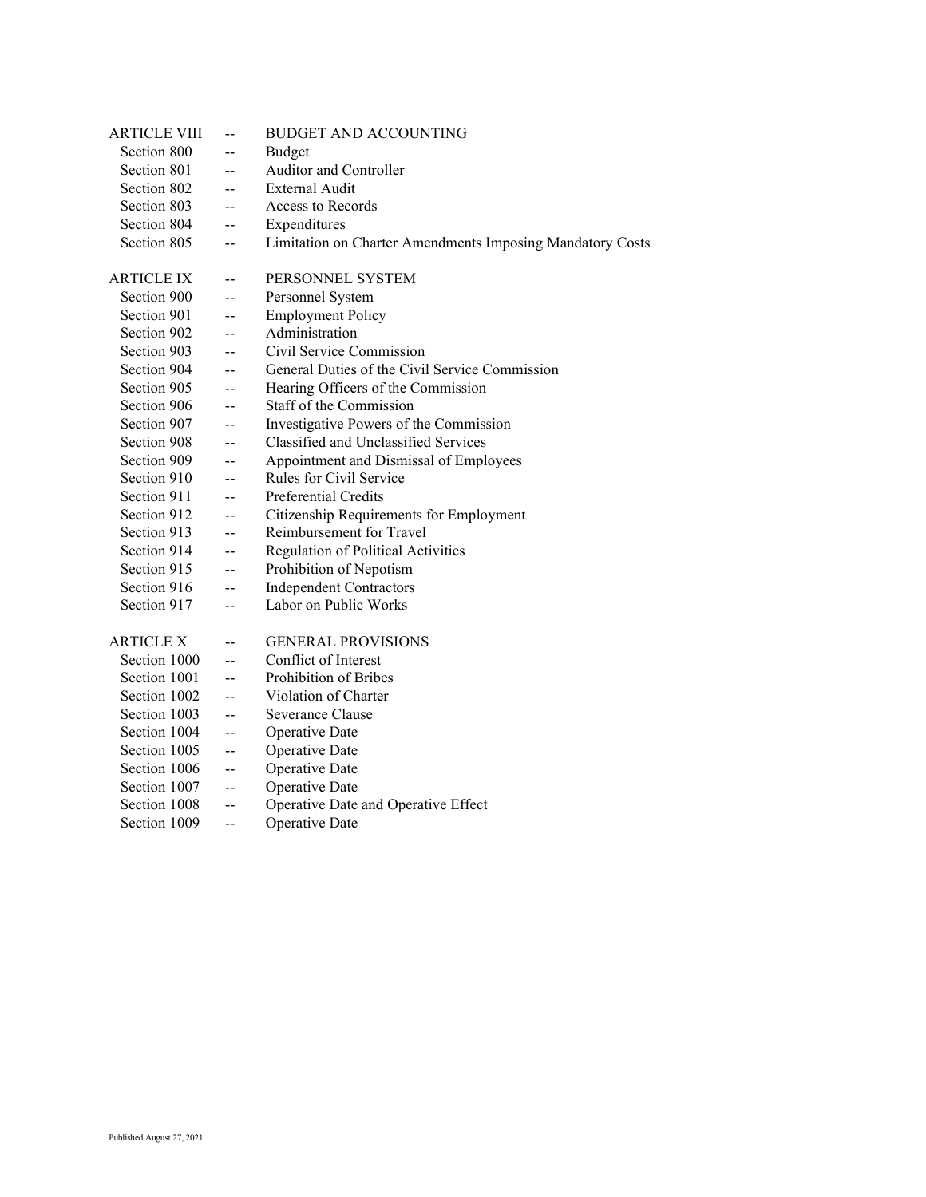ARTICLE VIII -- BUDGET AND ACCOUNTING

- Section 800 -- Budget
- Section 801 -- Auditor and Controller
- Section 802 -- External Audit
- Section 803 -- Access to Records
- Section 804 -- Expenditures
- Section 805 -- Limitation on Charter Amendments Imposing Mandatory Costs

ARTICLE IX -- PERSONNEL SYSTEM

- Section 900 -- Personnel System
- Section 901 -- Employment Policy
- Section 902 -- Administration
- Section 903 -- Civil Service Commission
- Section 904 -- General Duties of the Civil Service Commission
- Section 905 -- Hearing Officers of the Commission
- Section 906 -- Staff of the Commission
- Section 907 -- Investigative Powers of the Commission
- Section 908 -- Classified and Unclassified Services
- Section 909 -- Appointment and Dismissal of Employees
- Section 910 -- Rules for Civil Service
- Section 911 -- Preferential Credits
- Section 912 -- Citizenship Requirements for Employment
- Section 913 -- Reimbursement for Travel
- Section 914 -- Regulation of Political Activities
- Section 915 -- Prohibition of Nepotism
- Section 916 -- Independent Contractors
- Section 917 -- Labor on Public Works

ARTICLE X -- GENERAL PROVISIONS

- Section 1000 -- Conflict of Interest
- Section 1001 -- Prohibition of Bribes
- Section 1002 -- Violation of Charter
- Section 1003 -- Severance Clause
- Section 1004 -- Operative Date
- Section 1005 -- Operative Date
- Section 1006 -- Operative Date
- Section 1007 -- Operative Date
- Section 1008 -- Operative Date and Operative Effect
- Section 1009 -- Operative Date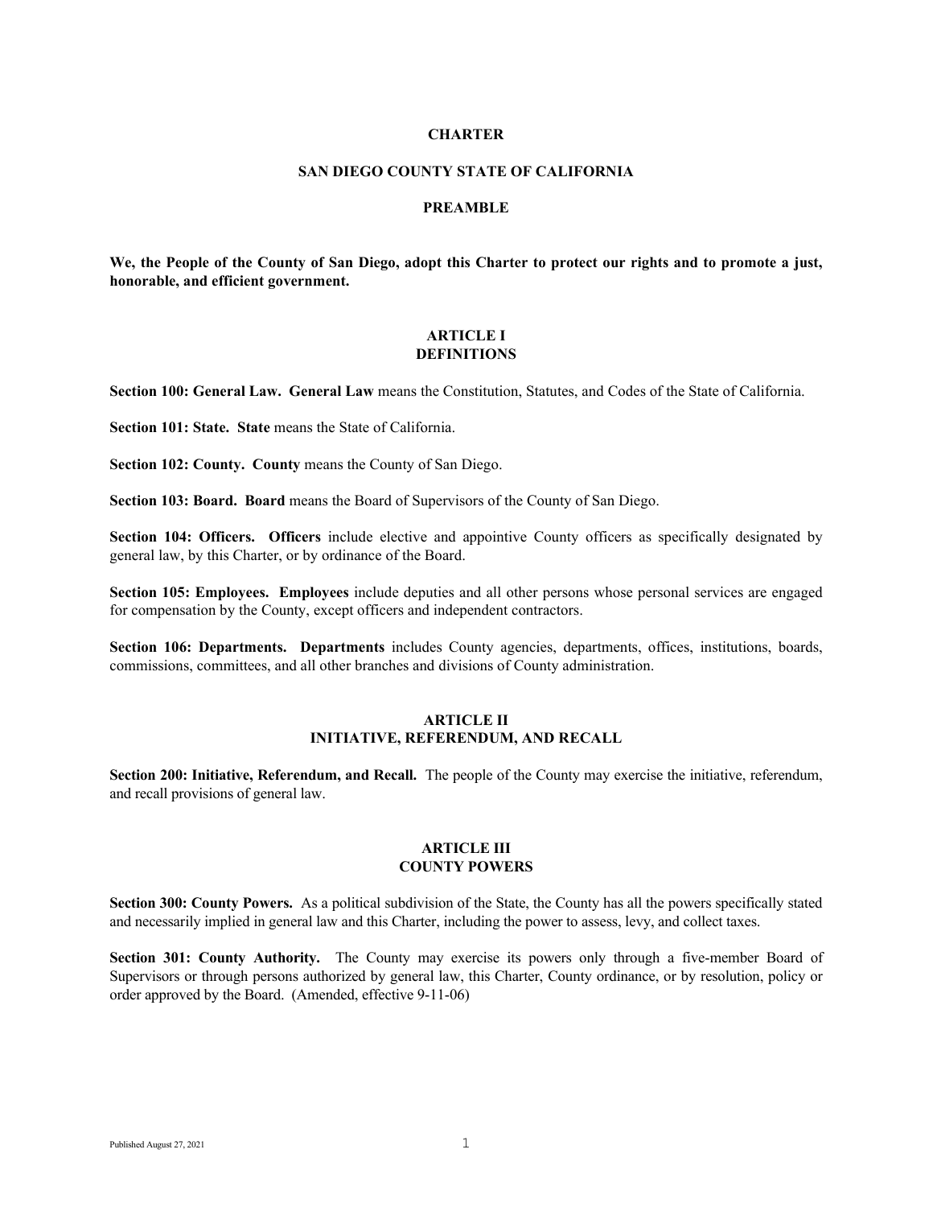# CHARTER

## SAN DIEGO COUNTY STATE OF CALIFORNIA

## PREAMBLE

**We, the People of the County of San Diego, adopt this Charter to protect our rights and to promote a just, honorable, and efficient government.**

## ARTICLE I
## DEFINITIONS

**Section 100: General Law. General Law** means the Constitution, Statutes, and Codes of the State of California.

**Section 101: State. State** means the State of California.

**Section 102: County. County** means the County of San Diego.

**Section 103: Board. Board** means the Board of Supervisors of the County of San Diego.

**Section 104: Officers. Officers** include elective and appointive County officers as specifically designated by general law, by this Charter, or by ordinance of the Board.

**Section 105: Employees. Employees** include deputies and all other persons whose personal services are engaged for compensation by the County, except officers and independent contractors.

**Section 106: Departments. Departments** includes County agencies, departments, offices, institutions, boards, commissions, committees, and all other branches and divisions of County administration.

## ARTICLE II
## INITIATIVE, REFERENDUM, AND RECALL

**Section 200: Initiative, Referendum, and Recall.** The people of the County may exercise the initiative, referendum, and recall provisions of general law.

## ARTICLE III
## COUNTY POWERS

**Section 300: County Powers.** As a political subdivision of the State, the County has all the powers specifically stated and necessarily implied in general law and this Charter, including the power to assess, levy, and collect taxes.

**Section 301: County Authority.** The County may exercise its powers only through a five-member Board of Supervisors or through persons authorized by general law, this Charter, County ordinance, or by resolution, policy or order approved by the Board. (Amended, effective 9-11-06)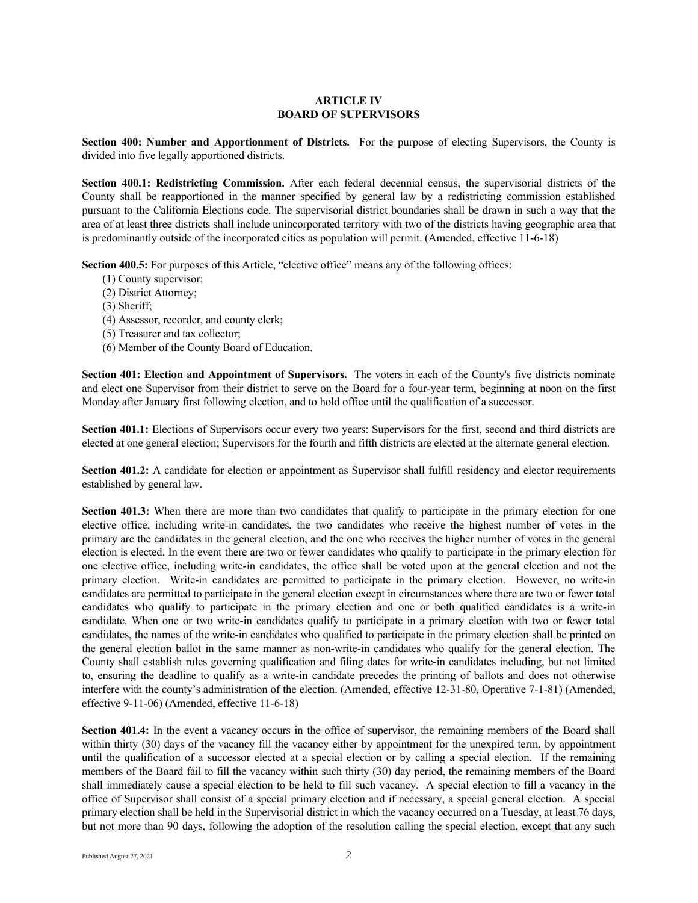# ARTICLE IV
# BOARD OF SUPERVISORS

**Section 400: Number and Apportionment of Districts.** For the purpose of electing Supervisors, the County is divided into five legally apportioned districts.

**Section 400.1: Redistricting Commission.** After each federal decennial census, the supervisorial districts of the County shall be reapportioned in the manner specified by general law by a redistricting commission established pursuant to the California Elections code. The supervisorial district boundaries shall be drawn in such a way that the area of at least three districts shall include unincorporated territory with two of the districts having geographic area that is predominantly outside of the incorporated cities as population will permit. (Amended, effective 11-6-18)

**Section 400.5:** For purposes of this Article, "elective office" means any of the following offices:

(1) County supervisor;
(2) District Attorney;
(3) Sheriff;
(4) Assessor, recorder, and county clerk;
(5) Treasurer and tax collector;
(6) Member of the County Board of Education.

**Section 401: Election and Appointment of Supervisors.** The voters in each of the County's five districts nominate and elect one Supervisor from their district to serve on the Board for a four-year term, beginning at noon on the first Monday after January first following election, and to hold office until the qualification of a successor.

**Section 401.1:** Elections of Supervisors occur every two years: Supervisors for the first, second and third districts are elected at one general election; Supervisors for the fourth and fifth districts are elected at the alternate general election.

**Section 401.2:** A candidate for election or appointment as Supervisor shall fulfill residency and elector requirements established by general law.

**Section 401.3:** When there are more than two candidates that qualify to participate in the primary election for one elective office, including write-in candidates, the two candidates who receive the highest number of votes in the primary are the candidates in the general election, and the one who receives the higher number of votes in the general election is elected. In the event there are two or fewer candidates who qualify to participate in the primary election for one elective office, including write-in candidates, the office shall be voted upon at the general election and not the primary election. Write-in candidates are permitted to participate in the primary election. However, no write-in candidates are permitted to participate in the general election except in circumstances where there are two or fewer total candidates who qualify to participate in the primary election and one or both qualified candidates is a write-in candidate. When one or two write-in candidates qualify to participate in a primary election with two or fewer total candidates, the names of the write-in candidates who qualified to participate in the primary election shall be printed on the general election ballot in the same manner as non-write-in candidates who qualify for the general election. The County shall establish rules governing qualification and filing dates for write-in candidates including, but not limited to, ensuring the deadline to qualify as a write-in candidate precedes the printing of ballots and does not otherwise interfere with the county's administration of the election. (Amended, effective 12-31-80, Operative 7-1-81) (Amended, effective 9-11-06) (Amended, effective 11-6-18)

**Section 401.4:** In the event a vacancy occurs in the office of supervisor, the remaining members of the Board shall within thirty (30) days of the vacancy fill the vacancy either by appointment for the unexpired term, by appointment until the qualification of a successor elected at a special election or by calling a special election. If the remaining members of the Board fail to fill the vacancy within such thirty (30) day period, the remaining members of the Board shall immediately cause a special election to be held to fill such vacancy. A special election to fill a vacancy in the office of Supervisor shall consist of a special primary election and if necessary, a special general election. A special primary election shall be held in the Supervisorial district in which the vacancy occurred on a Tuesday, at least 76 days, but not more than 90 days, following the adoption of the resolution calling the special election, except that any such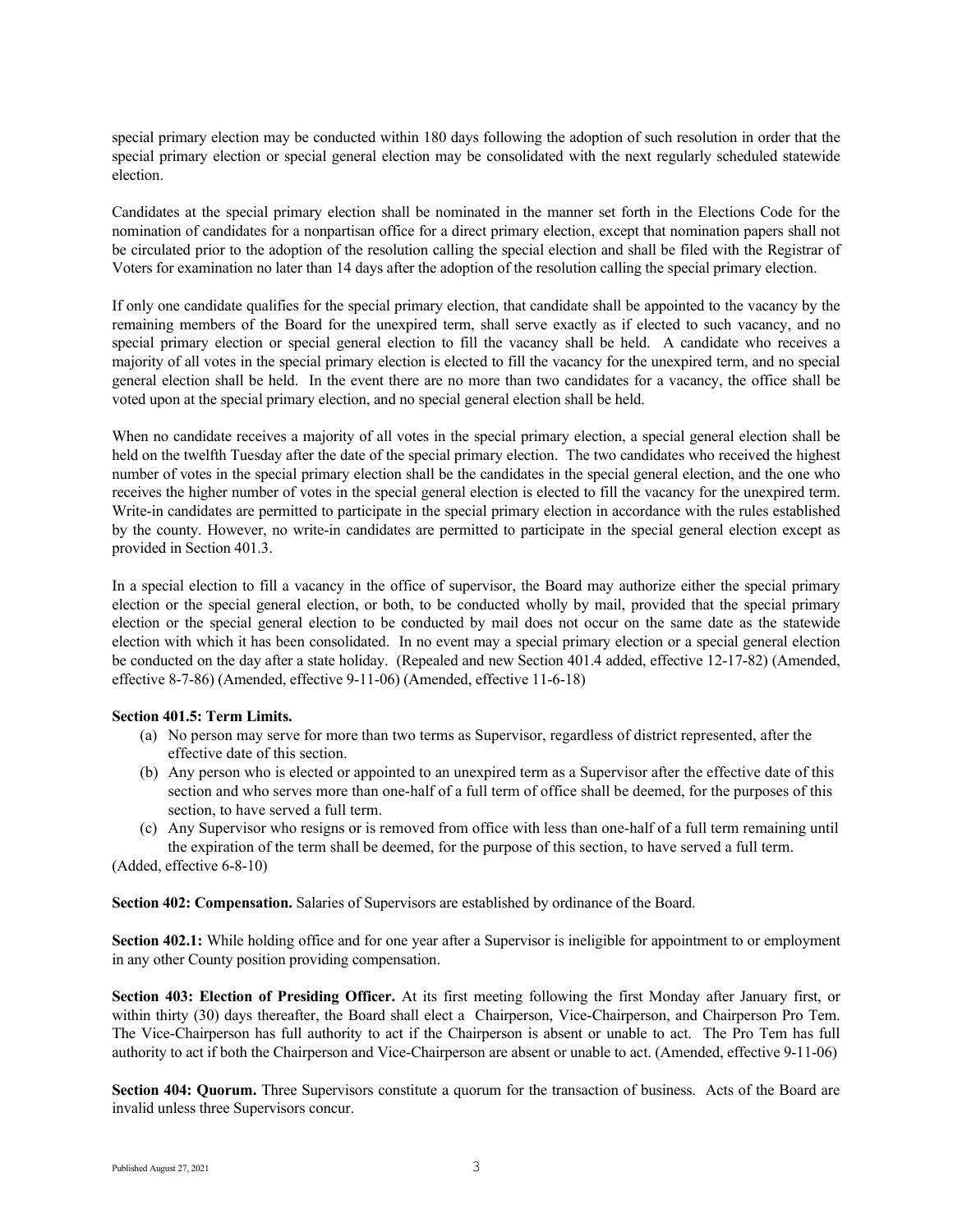special primary election may be conducted within 180 days following the adoption of such resolution in order that the special primary election or special general election may be consolidated with the next regularly scheduled statewide election.

Candidates at the special primary election shall be nominated in the manner set forth in the Elections Code for the nomination of candidates for a nonpartisan office for a direct primary election, except that nomination papers shall not be circulated prior to the adoption of the resolution calling the special election and shall be filed with the Registrar of Voters for examination no later than 14 days after the adoption of the resolution calling the special primary election.

If only one candidate qualifies for the special primary election, that candidate shall be appointed to the vacancy by the remaining members of the Board for the unexpired term, shall serve exactly as if elected to such vacancy, and no special primary election or special general election to fill the vacancy shall be held. A candidate who receives a majority of all votes in the special primary election is elected to fill the vacancy for the unexpired term, and no special general election shall be held. In the event there are no more than two candidates for a vacancy, the office shall be voted upon at the special primary election, and no special general election shall be held.

When no candidate receives a majority of all votes in the special primary election, a special general election shall be held on the twelfth Tuesday after the date of the special primary election. The two candidates who received the highest number of votes in the special primary election shall be the candidates in the special general election, and the one who receives the higher number of votes in the special general election is elected to fill the vacancy for the unexpired term. Write-in candidates are permitted to participate in the special primary election in accordance with the rules established by the county. However, no write-in candidates are permitted to participate in the special general election except as provided in Section 401.3.

In a special election to fill a vacancy in the office of supervisor, the Board may authorize either the special primary election or the special general election, or both, to be conducted wholly by mail, provided that the special primary election or the special general election to be conducted by mail does not occur on the same date as the statewide election with which it has been consolidated. In no event may a special primary election or a special general election be conducted on the day after a state holiday. (Repealed and new Section 401.4 added, effective 12-17-82) (Amended, effective 8-7-86) (Amended, effective 9-11-06) (Amended, effective 11-6-18)

**Section 401.5: Term Limits.**

(a) No person may serve for more than two terms as Supervisor, regardless of district represented, after the effective date of this section.

(b) Any person who is elected or appointed to an unexpired term as a Supervisor after the effective date of this section and who serves more than one-half of a full term of office shall be deemed, for the purposes of this section, to have served a full term.

(c) Any Supervisor who resigns or is removed from office with less than one-half of a full term remaining until the expiration of the term shall be deemed, for the purpose of this section, to have served a full term.

(Added, effective 6-8-10)

**Section 402: Compensation.** Salaries of Supervisors are established by ordinance of the Board.

**Section 402.1:** While holding office and for one year after a Supervisor is ineligible for appointment to or employment in any other County position providing compensation.

**Section 403: Election of Presiding Officer.** At its first meeting following the first Monday after January first, or within thirty (30) days thereafter, the Board shall elect a Chairperson, Vice-Chairperson, and Chairperson Pro Tem. The Vice-Chairperson has full authority to act if the Chairperson is absent or unable to act. The Pro Tem has full authority to act if both the Chairperson and Vice-Chairperson are absent or unable to act. (Amended, effective 9-11-06)

**Section 404: Quorum.** Three Supervisors constitute a quorum for the transaction of business. Acts of the Board are invalid unless three Supervisors concur.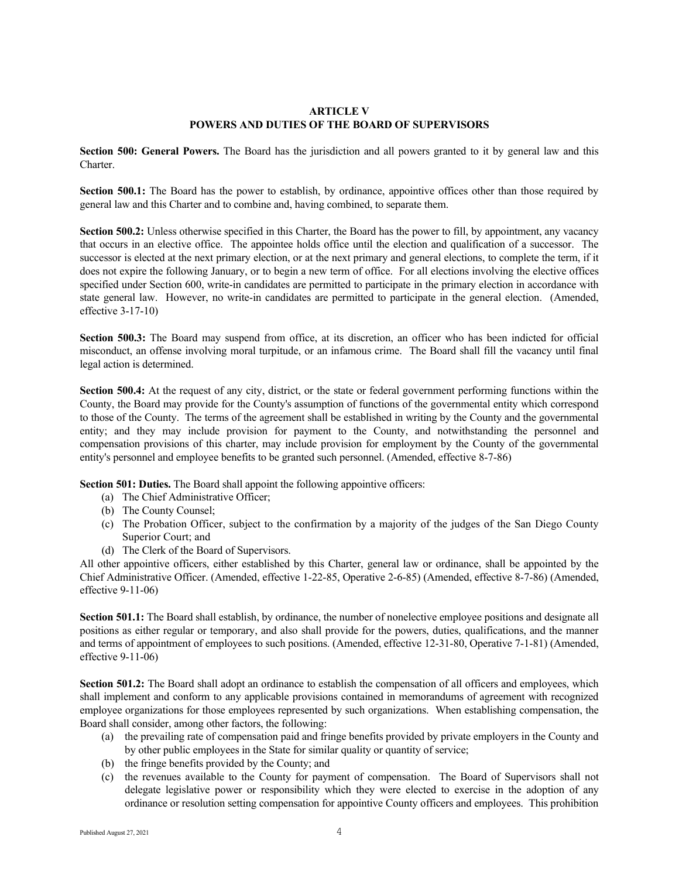## ARTICLE V
## POWERS AND DUTIES OF THE BOARD OF SUPERVISORS

**Section 500: General Powers.** The Board has the jurisdiction and all powers granted to it by general law and this Charter.

**Section 500.1:** The Board has the power to establish, by ordinance, appointive offices other than those required by general law and this Charter and to combine and, having combined, to separate them.

**Section 500.2:** Unless otherwise specified in this Charter, the Board has the power to fill, by appointment, any vacancy that occurs in an elective office. The appointee holds office until the election and qualification of a successor. The successor is elected at the next primary election, or at the next primary and general elections, to complete the term, if it does not expire the following January, or to begin a new term of office. For all elections involving the elective offices specified under Section 600, write-in candidates are permitted to participate in the primary election in accordance with state general law. However, no write-in candidates are permitted to participate in the general election. (Amended, effective 3-17-10)

**Section 500.3:** The Board may suspend from office, at its discretion, an officer who has been indicted for official misconduct, an offense involving moral turpitude, or an infamous crime. The Board shall fill the vacancy until final legal action is determined.

**Section 500.4:** At the request of any city, district, or the state or federal government performing functions within the County, the Board may provide for the County's assumption of functions of the governmental entity which correspond to those of the County. The terms of the agreement shall be established in writing by the County and the governmental entity; and they may include provision for payment to the County, and notwithstanding the personnel and compensation provisions of this charter, may include provision for employment by the County of the governmental entity's personnel and employee benefits to be granted such personnel. (Amended, effective 8-7-86)

**Section 501: Duties.** The Board shall appoint the following appointive officers:

(a) The Chief Administrative Officer;
(b) The County Counsel;
(c) The Probation Officer, subject to the confirmation by a majority of the judges of the San Diego County Superior Court; and
(d) The Clerk of the Board of Supervisors.

All other appointive officers, either established by this Charter, general law or ordinance, shall be appointed by the Chief Administrative Officer. (Amended, effective 1-22-85, Operative 2-6-85) (Amended, effective 8-7-86) (Amended, effective 9-11-06)

**Section 501.1:** The Board shall establish, by ordinance, the number of nonelective employee positions and designate all positions as either regular or temporary, and also shall provide for the powers, duties, qualifications, and the manner and terms of appointment of employees to such positions. (Amended, effective 12-31-80, Operative 7-1-81) (Amended, effective 9-11-06)

**Section 501.2:** The Board shall adopt an ordinance to establish the compensation of all officers and employees, which shall implement and conform to any applicable provisions contained in memorandums of agreement with recognized employee organizations for those employees represented by such organizations. When establishing compensation, the Board shall consider, among other factors, the following:

(a) the prevailing rate of compensation paid and fringe benefits provided by private employers in the County and by other public employees in the State for similar quality or quantity of service;
(b) the fringe benefits provided by the County; and
(c) the revenues available to the County for payment of compensation. The Board of Supervisors shall not delegate legislative power or responsibility which they were elected to exercise in the adoption of any ordinance or resolution setting compensation for appointive County officers and employees. This prohibition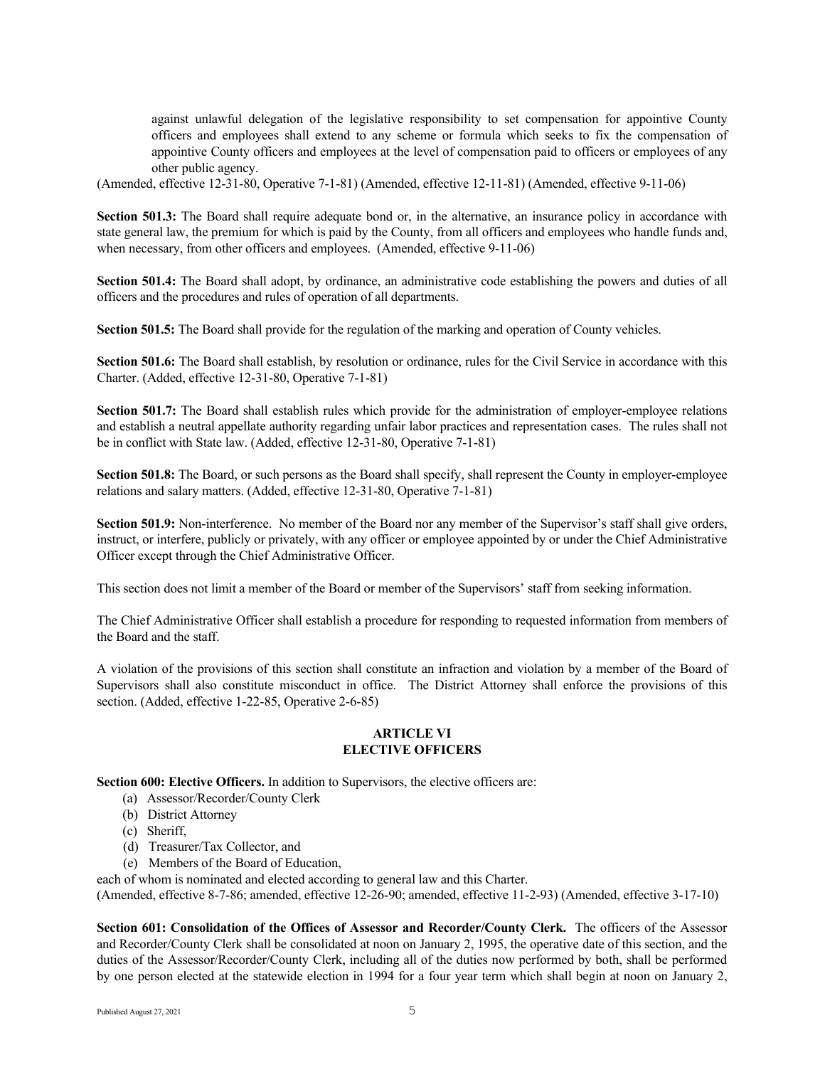against unlawful delegation of the legislative responsibility to set compensation for appointive County officers and employees shall extend to any scheme or formula which seeks to fix the compensation of appointive County officers and employees at the level of compensation paid to officers or employees of any other public agency.

(Amended, effective 12-31-80, Operative 7-1-81) (Amended, effective 12-11-81) (Amended, effective 9-11-06)

**Section 501.3:** The Board shall require adequate bond or, in the alternative, an insurance policy in accordance with state general law, the premium for which is paid by the County, from all officers and employees who handle funds and, when necessary, from other officers and employees. (Amended, effective 9-11-06)

**Section 501.4:** The Board shall adopt, by ordinance, an administrative code establishing the powers and duties of all officers and the procedures and rules of operation of all departments.

**Section 501.5:** The Board shall provide for the regulation of the marking and operation of County vehicles.

**Section 501.6:** The Board shall establish, by resolution or ordinance, rules for the Civil Service in accordance with this Charter. (Added, effective 12-31-80, Operative 7-1-81)

**Section 501.7:** The Board shall establish rules which provide for the administration of employer-employee relations and establish a neutral appellate authority regarding unfair labor practices and representation cases. The rules shall not be in conflict with State law. (Added, effective 12-31-80, Operative 7-1-81)

**Section 501.8:** The Board, or such persons as the Board shall specify, shall represent the County in employer-employee relations and salary matters. (Added, effective 12-31-80, Operative 7-1-81)

**Section 501.9:** Non-interference. No member of the Board nor any member of the Supervisor's staff shall give orders, instruct, or interfere, publicly or privately, with any officer or employee appointed by or under the Chief Administrative Officer except through the Chief Administrative Officer.

This section does not limit a member of the Board or member of the Supervisors' staff from seeking information.

The Chief Administrative Officer shall establish a procedure for responding to requested information from members of the Board and the staff.

A violation of the provisions of this section shall constitute an infraction and violation by a member of the Board of Supervisors shall also constitute misconduct in office. The District Attorney shall enforce the provisions of this section. (Added, effective 1-22-85, Operative 2-6-85)

## ARTICLE VI
## ELECTIVE OFFICERS

**Section 600: Elective Officers.** In addition to Supervisors, the elective officers are:

(a) Assessor/Recorder/County Clerk
(b) District Attorney
(c) Sheriff,
(d) Treasurer/Tax Collector, and
(e) Members of the Board of Education,

each of whom is nominated and elected according to general law and this Charter.

(Amended, effective 8-7-86; amended, effective 12-26-90; amended, effective 11-2-93) (Amended, effective 3-17-10)

**Section 601: Consolidation of the Offices of Assessor and Recorder/County Clerk.** The officers of the Assessor and Recorder/County Clerk shall be consolidated at noon on January 2, 1995, the operative date of this section, and the duties of the Assessor/Recorder/County Clerk, including all of the duties now performed by both, shall be performed by one person elected at the statewide election in 1994 for a four year term which shall begin at noon on January 2,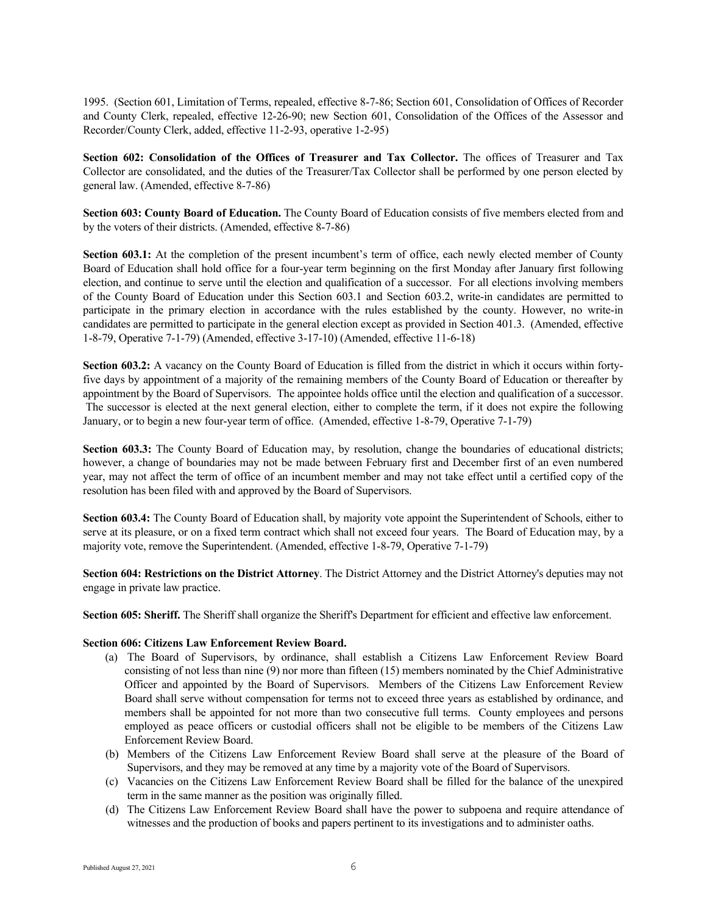1995. (Section 601, Limitation of Terms, repealed, effective 8-7-86; Section 601, Consolidation of Offices of Recorder and County Clerk, repealed, effective 12-26-90; new Section 601, Consolidation of the Offices of the Assessor and Recorder/County Clerk, added, effective 11-2-93, operative 1-2-95)

**Section 602: Consolidation of the Offices of Treasurer and Tax Collector.** The offices of Treasurer and Tax Collector are consolidated, and the duties of the Treasurer/Tax Collector shall be performed by one person elected by general law. (Amended, effective 8-7-86)

**Section 603: County Board of Education.** The County Board of Education consists of five members elected from and by the voters of their districts. (Amended, effective 8-7-86)

**Section 603.1:** At the completion of the present incumbent's term of office, each newly elected member of County Board of Education shall hold office for a four-year term beginning on the first Monday after January first following election, and continue to serve until the election and qualification of a successor. For all elections involving members of the County Board of Education under this Section 603.1 and Section 603.2, write-in candidates are permitted to participate in the primary election in accordance with the rules established by the county. However, no write-in candidates are permitted to participate in the general election except as provided in Section 401.3. (Amended, effective 1-8-79, Operative 7-1-79) (Amended, effective 3-17-10) (Amended, effective 11-6-18)

**Section 603.2:** A vacancy on the County Board of Education is filled from the district in which it occurs within forty-five days by appointment of a majority of the remaining members of the County Board of Education or thereafter by appointment by the Board of Supervisors. The appointee holds office until the election and qualification of a successor. The successor is elected at the next general election, either to complete the term, if it does not expire the following January, or to begin a new four-year term of office. (Amended, effective 1-8-79, Operative 7-1-79)

**Section 603.3:** The County Board of Education may, by resolution, change the boundaries of educational districts; however, a change of boundaries may not be made between February first and December first of an even numbered year, may not affect the term of office of an incumbent member and may not take effect until a certified copy of the resolution has been filed with and approved by the Board of Supervisors.

**Section 603.4:** The County Board of Education shall, by majority vote appoint the Superintendent of Schools, either to serve at its pleasure, or on a fixed term contract which shall not exceed four years. The Board of Education may, by a majority vote, remove the Superintendent. (Amended, effective 1-8-79, Operative 7-1-79)

**Section 604: Restrictions on the District Attorney**. The District Attorney and the District Attorney's deputies may not engage in private law practice.

**Section 605: Sheriff.** The Sheriff shall organize the Sheriff's Department for efficient and effective law enforcement.

**Section 606: Citizens Law Enforcement Review Board.**

(a) The Board of Supervisors, by ordinance, shall establish a Citizens Law Enforcement Review Board consisting of not less than nine (9) nor more than fifteen (15) members nominated by the Chief Administrative Officer and appointed by the Board of Supervisors. Members of the Citizens Law Enforcement Review Board shall serve without compensation for terms not to exceed three years as established by ordinance, and members shall be appointed for not more than two consecutive full terms. County employees and persons employed as peace officers or custodial officers shall not be eligible to be members of the Citizens Law Enforcement Review Board.

(b) Members of the Citizens Law Enforcement Review Board shall serve at the pleasure of the Board of Supervisors, and they may be removed at any time by a majority vote of the Board of Supervisors.

(c) Vacancies on the Citizens Law Enforcement Review Board shall be filled for the balance of the unexpired term in the same manner as the position was originally filled.

(d) The Citizens Law Enforcement Review Board shall have the power to subpoena and require attendance of witnesses and the production of books and papers pertinent to its investigations and to administer oaths.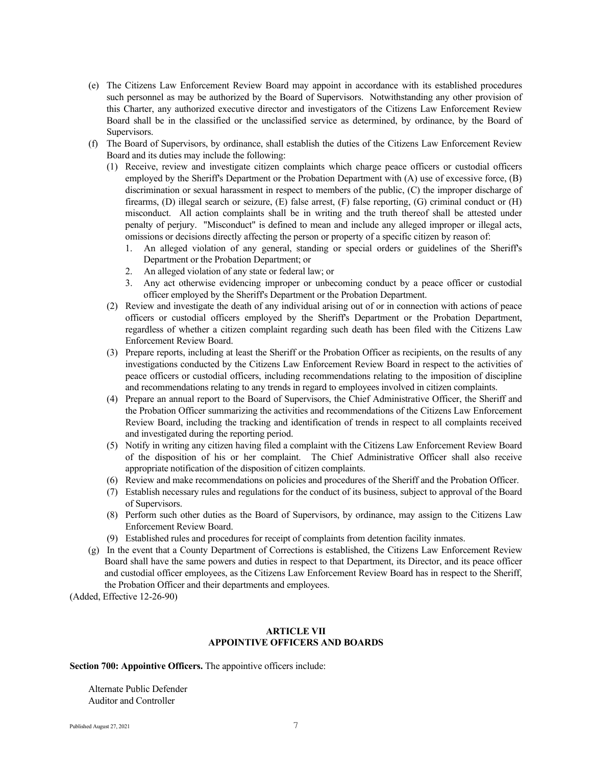(e) The Citizens Law Enforcement Review Board may appoint in accordance with its established procedures such personnel as may be authorized by the Board of Supervisors. Notwithstanding any other provision of this Charter, any authorized executive director and investigators of the Citizens Law Enforcement Review Board shall be in the classified or the unclassified service as determined, by ordinance, by the Board of Supervisors.

(f) The Board of Supervisors, by ordinance, shall establish the duties of the Citizens Law Enforcement Review Board and its duties may include the following:

(1) Receive, review and investigate citizen complaints which charge peace officers or custodial officers employed by the Sheriff's Department or the Probation Department with (A) use of excessive force, (B) discrimination or sexual harassment in respect to members of the public, (C) the improper discharge of firearms, (D) illegal search or seizure, (E) false arrest, (F) false reporting, (G) criminal conduct or (H) misconduct. All action complaints shall be in writing and the truth thereof shall be attested under penalty of perjury. "Misconduct" is defined to mean and include any alleged improper or illegal acts, omissions or decisions directly affecting the person or property of a specific citizen by reason of:

1. An alleged violation of any general, standing or special orders or guidelines of the Sheriff's Department or the Probation Department; or
2. An alleged violation of any state or federal law; or
3. Any act otherwise evidencing improper or unbecoming conduct by a peace officer or custodial officer employed by the Sheriff's Department or the Probation Department.

(2) Review and investigate the death of any individual arising out of or in connection with actions of peace officers or custodial officers employed by the Sheriff's Department or the Probation Department, regardless of whether a citizen complaint regarding such death has been filed with the Citizens Law Enforcement Review Board.

(3) Prepare reports, including at least the Sheriff or the Probation Officer as recipients, on the results of any investigations conducted by the Citizens Law Enforcement Review Board in respect to the activities of peace officers or custodial officers, including recommendations relating to the imposition of discipline and recommendations relating to any trends in regard to employees involved in citizen complaints.

(4) Prepare an annual report to the Board of Supervisors, the Chief Administrative Officer, the Sheriff and the Probation Officer summarizing the activities and recommendations of the Citizens Law Enforcement Review Board, including the tracking and identification of trends in respect to all complaints received and investigated during the reporting period.

(5) Notify in writing any citizen having filed a complaint with the Citizens Law Enforcement Review Board of the disposition of his or her complaint. The Chief Administrative Officer shall also receive appropriate notification of the disposition of citizen complaints.

(6) Review and make recommendations on policies and procedures of the Sheriff and the Probation Officer.

(7) Establish necessary rules and regulations for the conduct of its business, subject to approval of the Board of Supervisors.

(8) Perform such other duties as the Board of Supervisors, by ordinance, may assign to the Citizens Law Enforcement Review Board.

(9) Established rules and procedures for receipt of complaints from detention facility inmates.

(g) In the event that a County Department of Corrections is established, the Citizens Law Enforcement Review Board shall have the same powers and duties in respect to that Department, its Director, and its peace officer and custodial officer employees, as the Citizens Law Enforcement Review Board has in respect to the Sheriff, the Probation Officer and their departments and employees.

(Added, Effective 12-26-90)

## ARTICLE VII
## APPOINTIVE OFFICERS AND BOARDS

**Section 700: Appointive Officers.** The appointive officers include:

Alternate Public Defender
Auditor and Controller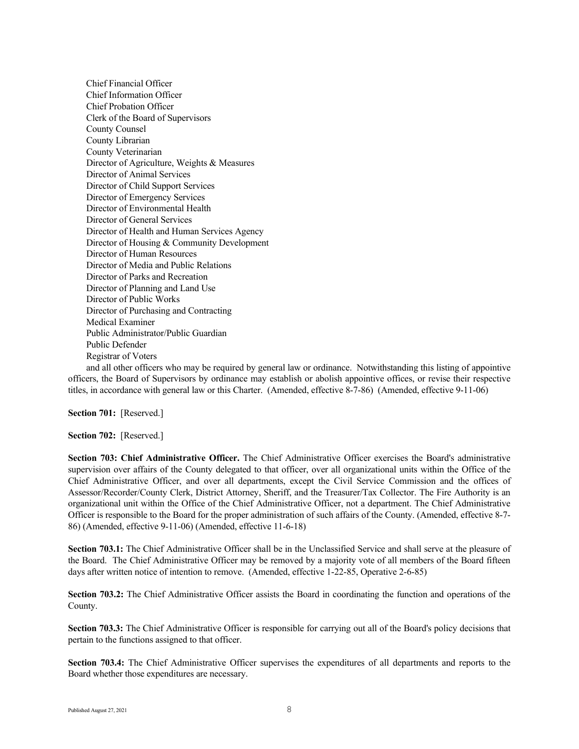Chief Financial Officer
Chief Information Officer
Chief Probation Officer
Clerk of the Board of Supervisors
County Counsel
County Librarian
County Veterinarian
Director of Agriculture, Weights & Measures
Director of Animal Services
Director of Child Support Services
Director of Emergency Services
Director of Environmental Health
Director of General Services
Director of Health and Human Services Agency
Director of Housing & Community Development
Director of Human Resources
Director of Media and Public Relations
Director of Parks and Recreation
Director of Planning and Land Use
Director of Public Works
Director of Purchasing and Contracting
Medical Examiner
Public Administrator/Public Guardian
Public Defender
Registrar of Voters

and all other officers who may be required by general law or ordinance. Notwithstanding this listing of appointive officers, the Board of Supervisors by ordinance may establish or abolish appointive offices, or revise their respective titles, in accordance with general law or this Charter. (Amended, effective 8-7-86) (Amended, effective 9-11-06)

**Section 701:** [Reserved.]

**Section 702:** [Reserved.]

**Section 703: Chief Administrative Officer.** The Chief Administrative Officer exercises the Board's administrative supervision over affairs of the County delegated to that officer, over all organizational units within the Office of the Chief Administrative Officer, and over all departments, except the Civil Service Commission and the offices of Assessor/Recorder/County Clerk, District Attorney, Sheriff, and the Treasurer/Tax Collector. The Fire Authority is an organizational unit within the Office of the Chief Administrative Officer, not a department. The Chief Administrative Officer is responsible to the Board for the proper administration of such affairs of the County. (Amended, effective 8-7-86) (Amended, effective 9-11-06) (Amended, effective 11-6-18)

**Section 703.1:** The Chief Administrative Officer shall be in the Unclassified Service and shall serve at the pleasure of the Board. The Chief Administrative Officer may be removed by a majority vote of all members of the Board fifteen days after written notice of intention to remove. (Amended, effective 1-22-85, Operative 2-6-85)

**Section 703.2:** The Chief Administrative Officer assists the Board in coordinating the function and operations of the County.

**Section 703.3:** The Chief Administrative Officer is responsible for carrying out all of the Board's policy decisions that pertain to the functions assigned to that officer.

**Section 703.4:** The Chief Administrative Officer supervises the expenditures of all departments and reports to the Board whether those expenditures are necessary.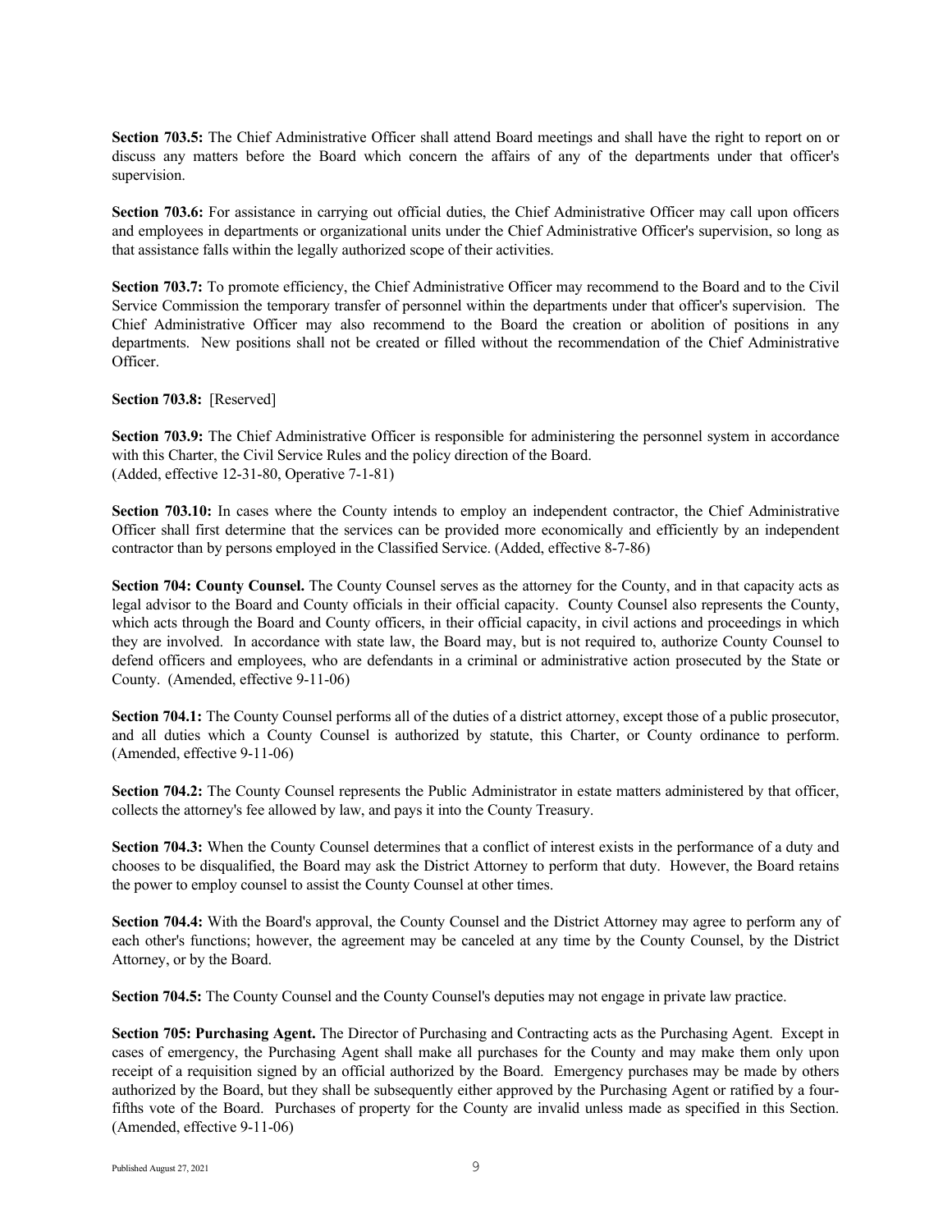**Section 703.5:** The Chief Administrative Officer shall attend Board meetings and shall have the right to report on or discuss any matters before the Board which concern the affairs of any of the departments under that officer's supervision.

**Section 703.6:** For assistance in carrying out official duties, the Chief Administrative Officer may call upon officers and employees in departments or organizational units under the Chief Administrative Officer's supervision, so long as that assistance falls within the legally authorized scope of their activities.

**Section 703.7:** To promote efficiency, the Chief Administrative Officer may recommend to the Board and to the Civil Service Commission the temporary transfer of personnel within the departments under that officer's supervision. The Chief Administrative Officer may also recommend to the Board the creation or abolition of positions in any departments. New positions shall not be created or filled without the recommendation of the Chief Administrative Officer.

**Section 703.8:** [Reserved]

**Section 703.9:** The Chief Administrative Officer is responsible for administering the personnel system in accordance with this Charter, the Civil Service Rules and the policy direction of the Board.
(Added, effective 12-31-80, Operative 7-1-81)

**Section 703.10:** In cases where the County intends to employ an independent contractor, the Chief Administrative Officer shall first determine that the services can be provided more economically and efficiently by an independent contractor than by persons employed in the Classified Service. (Added, effective 8-7-86)

**Section 704: County Counsel.** The County Counsel serves as the attorney for the County, and in that capacity acts as legal advisor to the Board and County officials in their official capacity. County Counsel also represents the County, which acts through the Board and County officers, in their official capacity, in civil actions and proceedings in which they are involved. In accordance with state law, the Board may, but is not required to, authorize County Counsel to defend officers and employees, who are defendants in a criminal or administrative action prosecuted by the State or County. (Amended, effective 9-11-06)

**Section 704.1:** The County Counsel performs all of the duties of a district attorney, except those of a public prosecutor, and all duties which a County Counsel is authorized by statute, this Charter, or County ordinance to perform. (Amended, effective 9-11-06)

**Section 704.2:** The County Counsel represents the Public Administrator in estate matters administered by that officer, collects the attorney's fee allowed by law, and pays it into the County Treasury.

**Section 704.3:** When the County Counsel determines that a conflict of interest exists in the performance of a duty and chooses to be disqualified, the Board may ask the District Attorney to perform that duty. However, the Board retains the power to employ counsel to assist the County Counsel at other times.

**Section 704.4:** With the Board's approval, the County Counsel and the District Attorney may agree to perform any of each other's functions; however, the agreement may be canceled at any time by the County Counsel, by the District Attorney, or by the Board.

**Section 704.5:** The County Counsel and the County Counsel's deputies may not engage in private law practice.

**Section 705: Purchasing Agent.** The Director of Purchasing and Contracting acts as the Purchasing Agent. Except in cases of emergency, the Purchasing Agent shall make all purchases for the County and may make them only upon receipt of a requisition signed by an official authorized by the Board. Emergency purchases may be made by others authorized by the Board, but they shall be subsequently either approved by the Purchasing Agent or ratified by a four-fifths vote of the Board. Purchases of property for the County are invalid unless made as specified in this Section. (Amended, effective 9-11-06)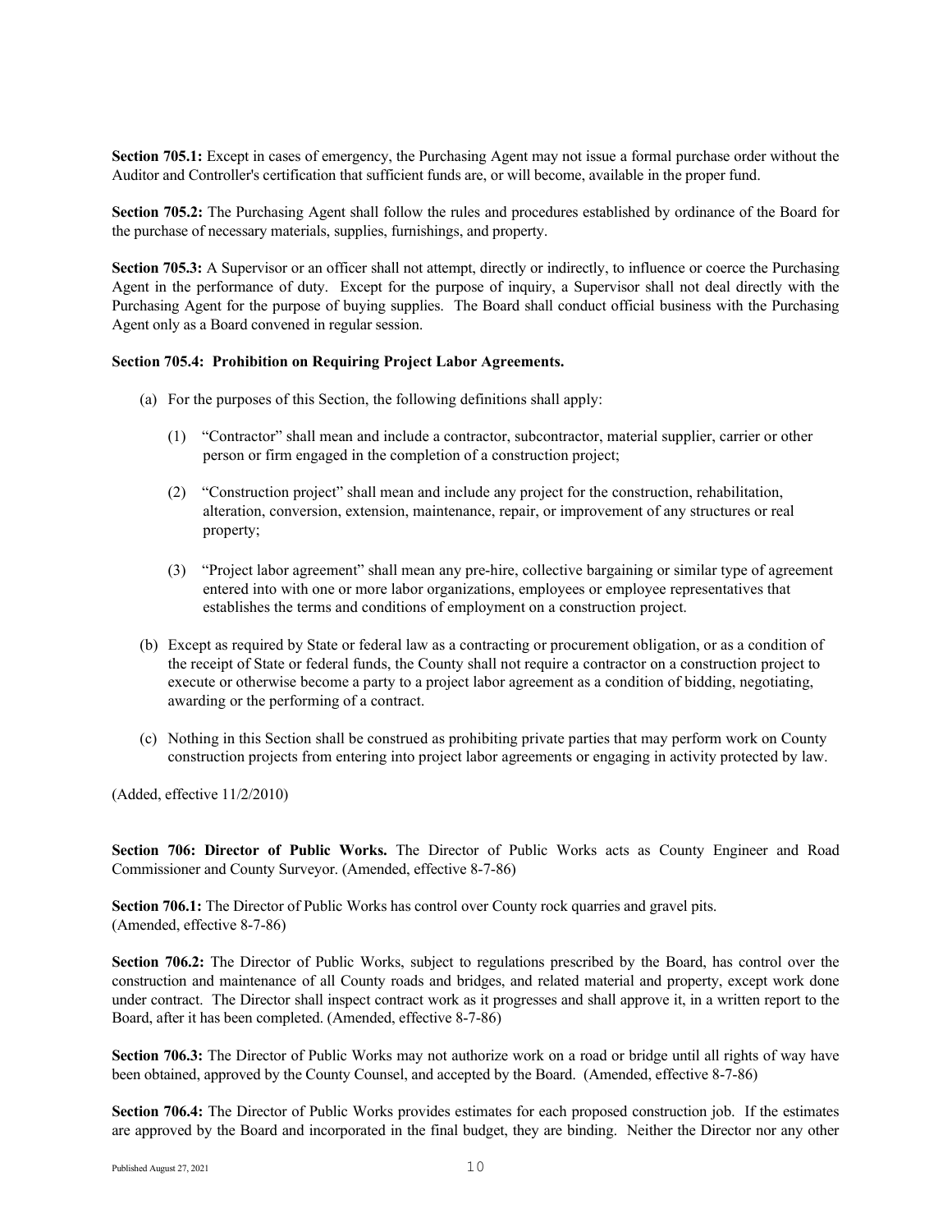**Section 705.1:** Except in cases of emergency, the Purchasing Agent may not issue a formal purchase order without the Auditor and Controller's certification that sufficient funds are, or will become, available in the proper fund.

**Section 705.2:** The Purchasing Agent shall follow the rules and procedures established by ordinance of the Board for the purchase of necessary materials, supplies, furnishings, and property.

**Section 705.3:** A Supervisor or an officer shall not attempt, directly or indirectly, to influence or coerce the Purchasing Agent in the performance of duty. Except for the purpose of inquiry, a Supervisor shall not deal directly with the Purchasing Agent for the purpose of buying supplies. The Board shall conduct official business with the Purchasing Agent only as a Board convened in regular session.

**Section 705.4: Prohibition on Requiring Project Labor Agreements.**

(a) For the purposes of this Section, the following definitions shall apply:

(1) "Contractor" shall mean and include a contractor, subcontractor, material supplier, carrier or other person or firm engaged in the completion of a construction project;

(2) "Construction project" shall mean and include any project for the construction, rehabilitation, alteration, conversion, extension, maintenance, repair, or improvement of any structures or real property;

(3) "Project labor agreement" shall mean any pre-hire, collective bargaining or similar type of agreement entered into with one or more labor organizations, employees or employee representatives that establishes the terms and conditions of employment on a construction project.

(b) Except as required by State or federal law as a contracting or procurement obligation, or as a condition of the receipt of State or federal funds, the County shall not require a contractor on a construction project to execute or otherwise become a party to a project labor agreement as a condition of bidding, negotiating, awarding or the performing of a contract.

(c) Nothing in this Section shall be construed as prohibiting private parties that may perform work on County construction projects from entering into project labor agreements or engaging in activity protected by law.

(Added, effective 11/2/2010)

**Section 706: Director of Public Works.** The Director of Public Works acts as County Engineer and Road Commissioner and County Surveyor. (Amended, effective 8-7-86)

**Section 706.1:** The Director of Public Works has control over County rock quarries and gravel pits. (Amended, effective 8-7-86)

**Section 706.2:** The Director of Public Works, subject to regulations prescribed by the Board, has control over the construction and maintenance of all County roads and bridges, and related material and property, except work done under contract. The Director shall inspect contract work as it progresses and shall approve it, in a written report to the Board, after it has been completed. (Amended, effective 8-7-86)

**Section 706.3:** The Director of Public Works may not authorize work on a road or bridge until all rights of way have been obtained, approved by the County Counsel, and accepted by the Board. (Amended, effective 8-7-86)

**Section 706.4:** The Director of Public Works provides estimates for each proposed construction job. If the estimates are approved by the Board and incorporated in the final budget, they are binding. Neither the Director nor any other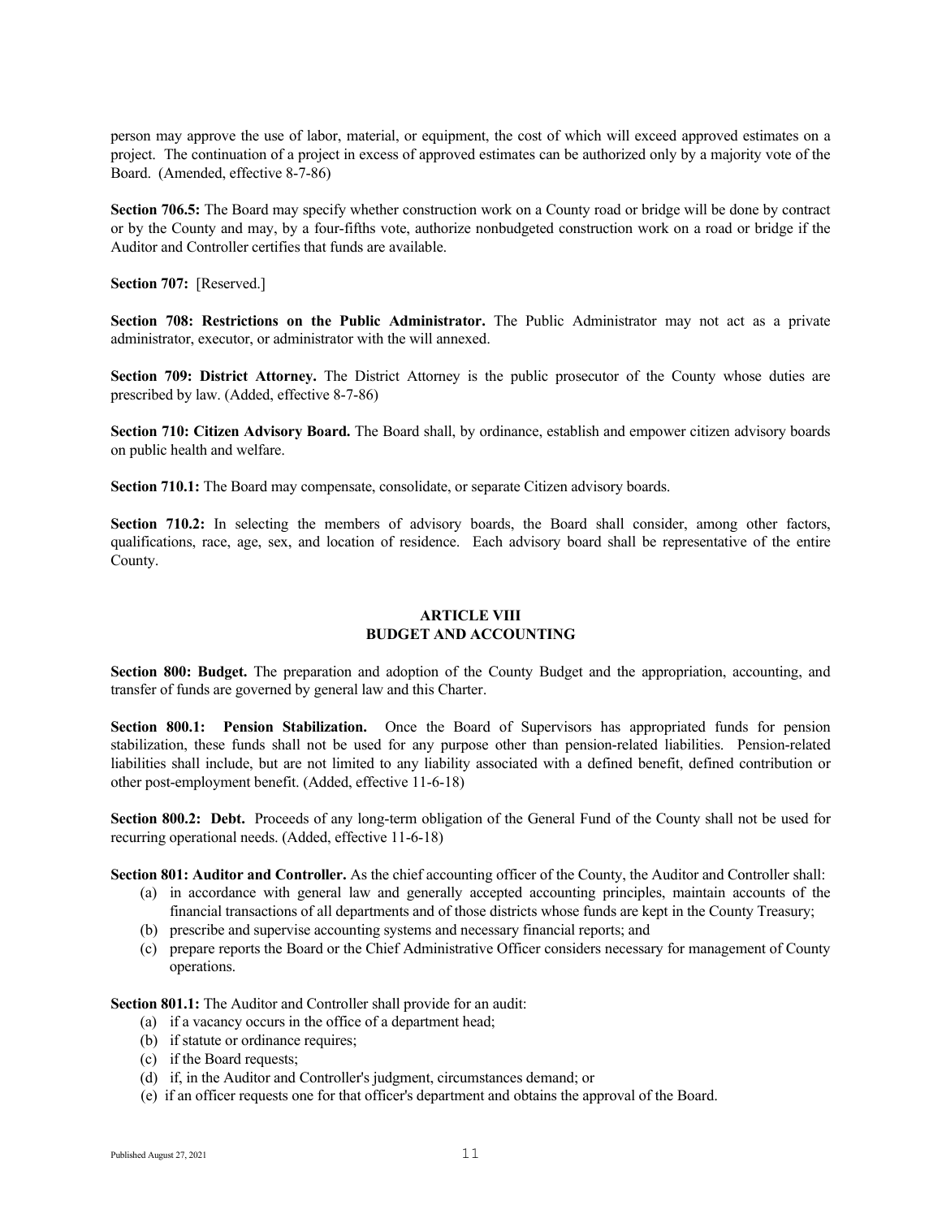person may approve the use of labor, material, or equipment, the cost of which will exceed approved estimates on a project. The continuation of a project in excess of approved estimates can be authorized only by a majority vote of the Board. (Amended, effective 8-7-86)

**Section 706.5:** The Board may specify whether construction work on a County road or bridge will be done by contract or by the County and may, by a four-fifths vote, authorize nonbudgeted construction work on a road or bridge if the Auditor and Controller certifies that funds are available.

**Section 707:** [Reserved.]

**Section 708: Restrictions on the Public Administrator.** The Public Administrator may not act as a private administrator, executor, or administrator with the will annexed.

**Section 709: District Attorney.** The District Attorney is the public prosecutor of the County whose duties are prescribed by law. (Added, effective 8-7-86)

**Section 710: Citizen Advisory Board.** The Board shall, by ordinance, establish and empower citizen advisory boards on public health and welfare.

**Section 710.1:** The Board may compensate, consolidate, or separate Citizen advisory boards.

**Section 710.2:** In selecting the members of advisory boards, the Board shall consider, among other factors, qualifications, race, age, sex, and location of residence. Each advisory board shall be representative of the entire County.

## ARTICLE VIII
## BUDGET AND ACCOUNTING

**Section 800: Budget.** The preparation and adoption of the County Budget and the appropriation, accounting, and transfer of funds are governed by general law and this Charter.

**Section 800.1: Pension Stabilization.** Once the Board of Supervisors has appropriated funds for pension stabilization, these funds shall not be used for any purpose other than pension-related liabilities. Pension-related liabilities shall include, but are not limited to any liability associated with a defined benefit, defined contribution or other post-employment benefit. (Added, effective 11-6-18)

**Section 800.2: Debt.** Proceeds of any long-term obligation of the General Fund of the County shall not be used for recurring operational needs. (Added, effective 11-6-18)

**Section 801: Auditor and Controller.** As the chief accounting officer of the County, the Auditor and Controller shall:

(a) in accordance with general law and generally accepted accounting principles, maintain accounts of the financial transactions of all departments and of those districts whose funds are kept in the County Treasury;

(b) prescribe and supervise accounting systems and necessary financial reports; and

(c) prepare reports the Board or the Chief Administrative Officer considers necessary for management of County operations.

**Section 801.1:** The Auditor and Controller shall provide for an audit:

(a) if a vacancy occurs in the office of a department head;

(b) if statute or ordinance requires;

(c) if the Board requests;

(d) if, in the Auditor and Controller's judgment, circumstances demand; or

(e) if an officer requests one for that officer's department and obtains the approval of the Board.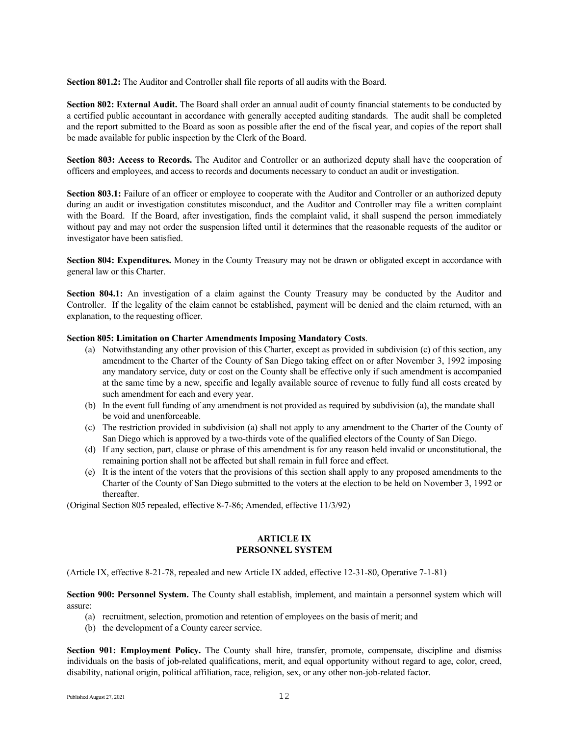**Section 801.2:** The Auditor and Controller shall file reports of all audits with the Board.

**Section 802: External Audit.** The Board shall order an annual audit of county financial statements to be conducted by a certified public accountant in accordance with generally accepted auditing standards. The audit shall be completed and the report submitted to the Board as soon as possible after the end of the fiscal year, and copies of the report shall be made available for public inspection by the Clerk of the Board.

**Section 803: Access to Records.** The Auditor and Controller or an authorized deputy shall have the cooperation of officers and employees, and access to records and documents necessary to conduct an audit or investigation.

**Section 803.1:** Failure of an officer or employee to cooperate with the Auditor and Controller or an authorized deputy during an audit or investigation constitutes misconduct, and the Auditor and Controller may file a written complaint with the Board. If the Board, after investigation, finds the complaint valid, it shall suspend the person immediately without pay and may not order the suspension lifted until it determines that the reasonable requests of the auditor or investigator have been satisfied.

**Section 804: Expenditures.** Money in the County Treasury may not be drawn or obligated except in accordance with general law or this Charter.

**Section 804.1:** An investigation of a claim against the County Treasury may be conducted by the Auditor and Controller. If the legality of the claim cannot be established, payment will be denied and the claim returned, with an explanation, to the requesting officer.

**Section 805: Limitation on Charter Amendments Imposing Mandatory Costs**.

(a) Notwithstanding any other provision of this Charter, except as provided in subdivision (c) of this section, any amendment to the Charter of the County of San Diego taking effect on or after November 3, 1992 imposing any mandatory service, duty or cost on the County shall be effective only if such amendment is accompanied at the same time by a new, specific and legally available source of revenue to fully fund all costs created by such amendment for each and every year.

(b) In the event full funding of any amendment is not provided as required by subdivision (a), the mandate shall be void and unenforceable.

(c) The restriction provided in subdivision (a) shall not apply to any amendment to the Charter of the County of San Diego which is approved by a two-thirds vote of the qualified electors of the County of San Diego.

(d) If any section, part, clause or phrase of this amendment is for any reason held invalid or unconstitutional, the remaining portion shall not be affected but shall remain in full force and effect.

(e) It is the intent of the voters that the provisions of this section shall apply to any proposed amendments to the Charter of the County of San Diego submitted to the voters at the election to be held on November 3, 1992 or thereafter.

(Original Section 805 repealed, effective 8-7-86; Amended, effective 11/3/92)

## ARTICLE IX
## PERSONNEL SYSTEM

(Article IX, effective 8-21-78, repealed and new Article IX added, effective 12-31-80, Operative 7-1-81)

**Section 900: Personnel System.** The County shall establish, implement, and maintain a personnel system which will assure:

(a) recruitment, selection, promotion and retention of employees on the basis of merit; and

(b) the development of a County career service.

**Section 901: Employment Policy.** The County shall hire, transfer, promote, compensate, discipline and dismiss individuals on the basis of job-related qualifications, merit, and equal opportunity without regard to age, color, creed, disability, national origin, political affiliation, race, religion, sex, or any other non-job-related factor.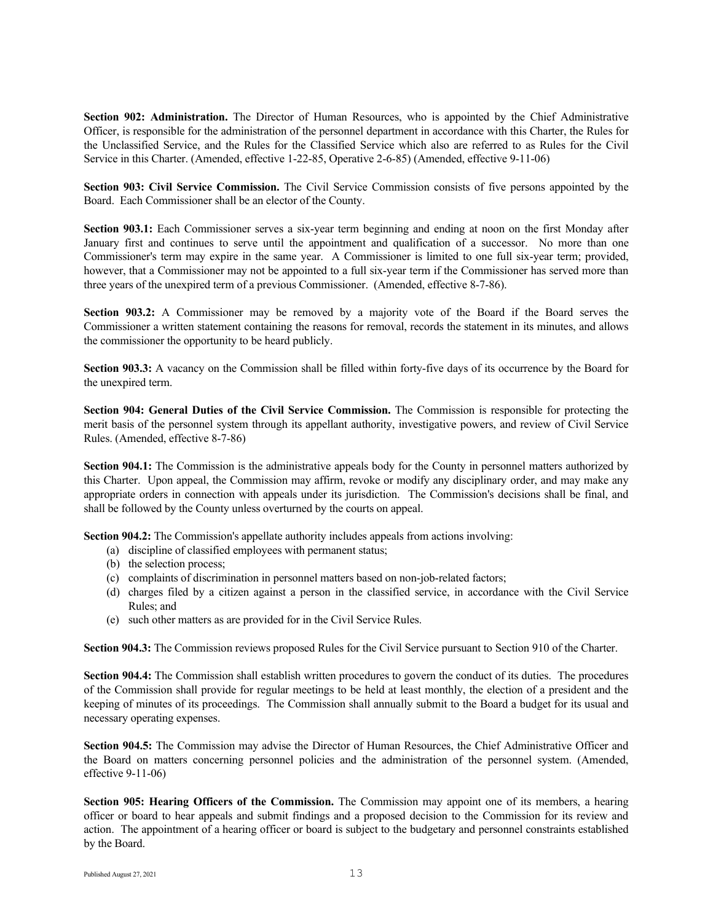**Section 902: Administration.** The Director of Human Resources, who is appointed by the Chief Administrative Officer, is responsible for the administration of the personnel department in accordance with this Charter, the Rules for the Unclassified Service, and the Rules for the Classified Service which also are referred to as Rules for the Civil Service in this Charter. (Amended, effective 1-22-85, Operative 2-6-85) (Amended, effective 9-11-06)

**Section 903: Civil Service Commission.** The Civil Service Commission consists of five persons appointed by the Board. Each Commissioner shall be an elector of the County.

**Section 903.1:** Each Commissioner serves a six-year term beginning and ending at noon on the first Monday after January first and continues to serve until the appointment and qualification of a successor. No more than one Commissioner's term may expire in the same year. A Commissioner is limited to one full six-year term; provided, however, that a Commissioner may not be appointed to a full six-year term if the Commissioner has served more than three years of the unexpired term of a previous Commissioner. (Amended, effective 8-7-86).

**Section 903.2:** A Commissioner may be removed by a majority vote of the Board if the Board serves the Commissioner a written statement containing the reasons for removal, records the statement in its minutes, and allows the commissioner the opportunity to be heard publicly.

**Section 903.3:** A vacancy on the Commission shall be filled within forty-five days of its occurrence by the Board for the unexpired term.

**Section 904: General Duties of the Civil Service Commission.** The Commission is responsible for protecting the merit basis of the personnel system through its appellant authority, investigative powers, and review of Civil Service Rules. (Amended, effective 8-7-86)

**Section 904.1:** The Commission is the administrative appeals body for the County in personnel matters authorized by this Charter. Upon appeal, the Commission may affirm, revoke or modify any disciplinary order, and may make any appropriate orders in connection with appeals under its jurisdiction. The Commission's decisions shall be final, and shall be followed by the County unless overturned by the courts on appeal.

**Section 904.2:** The Commission's appellate authority includes appeals from actions involving:

(a) discipline of classified employees with permanent status;
(b) the selection process;
(c) complaints of discrimination in personnel matters based on non-job-related factors;
(d) charges filed by a citizen against a person in the classified service, in accordance with the Civil Service Rules; and
(e) such other matters as are provided for in the Civil Service Rules.

**Section 904.3:** The Commission reviews proposed Rules for the Civil Service pursuant to Section 910 of the Charter.

**Section 904.4:** The Commission shall establish written procedures to govern the conduct of its duties. The procedures of the Commission shall provide for regular meetings to be held at least monthly, the election of a president and the keeping of minutes of its proceedings. The Commission shall annually submit to the Board a budget for its usual and necessary operating expenses.

**Section 904.5:** The Commission may advise the Director of Human Resources, the Chief Administrative Officer and the Board on matters concerning personnel policies and the administration of the personnel system. (Amended, effective 9-11-06)

**Section 905: Hearing Officers of the Commission.** The Commission may appoint one of its members, a hearing officer or board to hear appeals and submit findings and a proposed decision to the Commission for its review and action. The appointment of a hearing officer or board is subject to the budgetary and personnel constraints established by the Board.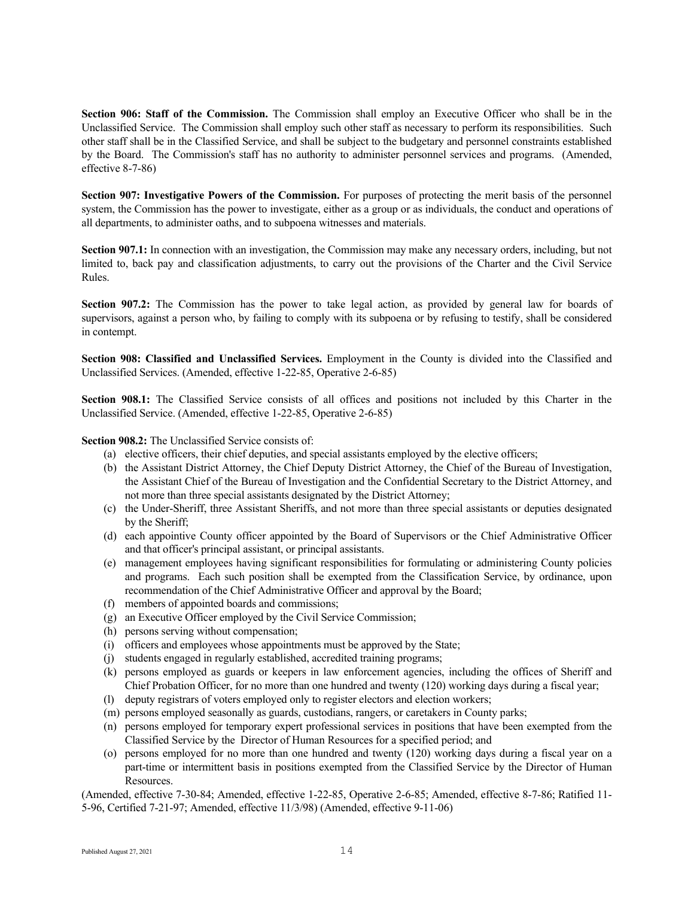**Section 906: Staff of the Commission.** The Commission shall employ an Executive Officer who shall be in the Unclassified Service. The Commission shall employ such other staff as necessary to perform its responsibilities. Such other staff shall be in the Classified Service, and shall be subject to the budgetary and personnel constraints established by the Board. The Commission's staff has no authority to administer personnel services and programs. (Amended, effective 8-7-86)

**Section 907: Investigative Powers of the Commission.** For purposes of protecting the merit basis of the personnel system, the Commission has the power to investigate, either as a group or as individuals, the conduct and operations of all departments, to administer oaths, and to subpoena witnesses and materials.

**Section 907.1:** In connection with an investigation, the Commission may make any necessary orders, including, but not limited to, back pay and classification adjustments, to carry out the provisions of the Charter and the Civil Service Rules.

**Section 907.2:** The Commission has the power to take legal action, as provided by general law for boards of supervisors, against a person who, by failing to comply with its subpoena or by refusing to testify, shall be considered in contempt.

**Section 908: Classified and Unclassified Services.** Employment in the County is divided into the Classified and Unclassified Services. (Amended, effective 1-22-85, Operative 2-6-85)

**Section 908.1:** The Classified Service consists of all offices and positions not included by this Charter in the Unclassified Service. (Amended, effective 1-22-85, Operative 2-6-85)

**Section 908.2:** The Unclassified Service consists of:

(a) elective officers, their chief deputies, and special assistants employed by the elective officers;
(b) the Assistant District Attorney, the Chief Deputy District Attorney, the Chief of the Bureau of Investigation, the Assistant Chief of the Bureau of Investigation and the Confidential Secretary to the District Attorney, and not more than three special assistants designated by the District Attorney;
(c) the Under-Sheriff, three Assistant Sheriffs, and not more than three special assistants or deputies designated by the Sheriff;
(d) each appointive County officer appointed by the Board of Supervisors or the Chief Administrative Officer and that officer's principal assistant, or principal assistants.
(e) management employees having significant responsibilities for formulating or administering County policies and programs. Each such position shall be exempted from the Classification Service, by ordinance, upon recommendation of the Chief Administrative Officer and approval by the Board;
(f) members of appointed boards and commissions;
(g) an Executive Officer employed by the Civil Service Commission;
(h) persons serving without compensation;
(i) officers and employees whose appointments must be approved by the State;
(j) students engaged in regularly established, accredited training programs;
(k) persons employed as guards or keepers in law enforcement agencies, including the offices of Sheriff and Chief Probation Officer, for no more than one hundred and twenty (120) working days during a fiscal year;
(l) deputy registrars of voters employed only to register electors and election workers;
(m) persons employed seasonally as guards, custodians, rangers, or caretakers in County parks;
(n) persons employed for temporary expert professional services in positions that have been exempted from the Classified Service by the Director of Human Resources for a specified period; and
(o) persons employed for no more than one hundred and twenty (120) working days during a fiscal year on a part-time or intermittent basis in positions exempted from the Classified Service by the Director of Human Resources.

(Amended, effective 7-30-84; Amended, effective 1-22-85, Operative 2-6-85; Amended, effective 8-7-86; Ratified 11-5-96, Certified 7-21-97; Amended, effective 11/3/98) (Amended, effective 9-11-06)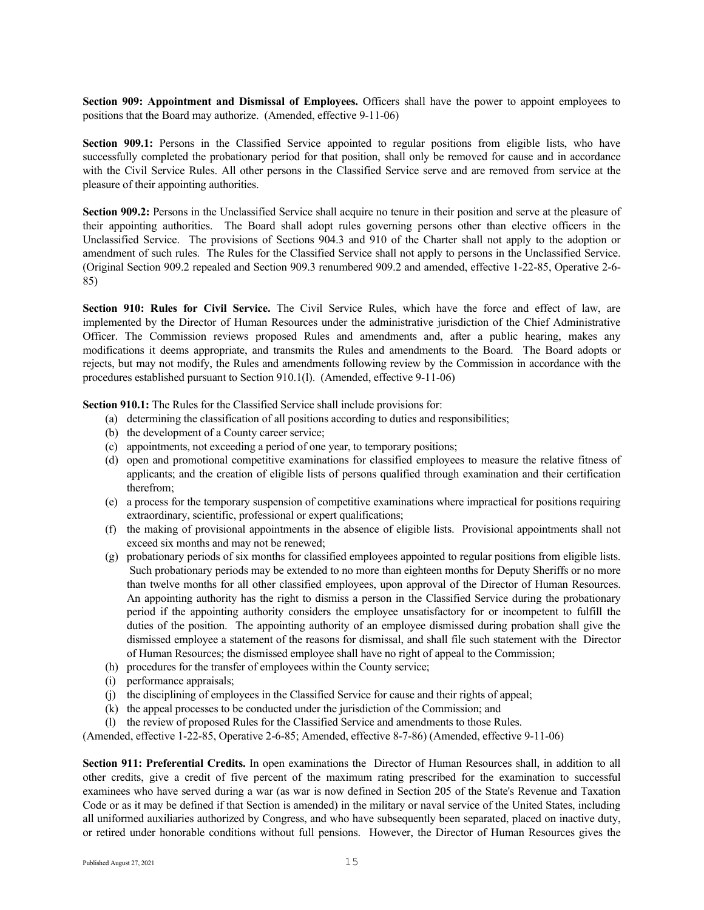**Section 909: Appointment and Dismissal of Employees.** Officers shall have the power to appoint employees to positions that the Board may authorize. (Amended, effective 9-11-06)

**Section 909.1:** Persons in the Classified Service appointed to regular positions from eligible lists, who have successfully completed the probationary period for that position, shall only be removed for cause and in accordance with the Civil Service Rules. All other persons in the Classified Service serve and are removed from service at the pleasure of their appointing authorities.

**Section 909.2:** Persons in the Unclassified Service shall acquire no tenure in their position and serve at the pleasure of their appointing authorities. The Board shall adopt rules governing persons other than elective officers in the Unclassified Service. The provisions of Sections 904.3 and 910 of the Charter shall not apply to the adoption or amendment of such rules. The Rules for the Classified Service shall not apply to persons in the Unclassified Service. (Original Section 909.2 repealed and Section 909.3 renumbered 909.2 and amended, effective 1-22-85, Operative 2-6-85)

**Section 910: Rules for Civil Service.** The Civil Service Rules, which have the force and effect of law, are implemented by the Director of Human Resources under the administrative jurisdiction of the Chief Administrative Officer. The Commission reviews proposed Rules and amendments and, after a public hearing, makes any modifications it deems appropriate, and transmits the Rules and amendments to the Board. The Board adopts or rejects, but may not modify, the Rules and amendments following review by the Commission in accordance with the procedures established pursuant to Section 910.1(l). (Amended, effective 9-11-06)

**Section 910.1:** The Rules for the Classified Service shall include provisions for:

(a) determining the classification of all positions according to duties and responsibilities;

(b) the development of a County career service;

(c) appointments, not exceeding a period of one year, to temporary positions;

(d) open and promotional competitive examinations for classified employees to measure the relative fitness of applicants; and the creation of eligible lists of persons qualified through examination and their certification therefrom;

(e) a process for the temporary suspension of competitive examinations where impractical for positions requiring extraordinary, scientific, professional or expert qualifications;

(f) the making of provisional appointments in the absence of eligible lists. Provisional appointments shall not exceed six months and may not be renewed;

(g) probationary periods of six months for classified employees appointed to regular positions from eligible lists. Such probationary periods may be extended to no more than eighteen months for Deputy Sheriffs or no more than twelve months for all other classified employees, upon approval of the Director of Human Resources. An appointing authority has the right to dismiss a person in the Classified Service during the probationary period if the appointing authority considers the employee unsatisfactory for or incompetent to fulfill the duties of the position. The appointing authority of an employee dismissed during probation shall give the dismissed employee a statement of the reasons for dismissal, and shall file such statement with the Director of Human Resources; the dismissed employee shall have no right of appeal to the Commission;

(h) procedures for the transfer of employees within the County service;

(i) performance appraisals;

(j) the disciplining of employees in the Classified Service for cause and their rights of appeal;

(k) the appeal processes to be conducted under the jurisdiction of the Commission; and

(l) the review of proposed Rules for the Classified Service and amendments to those Rules.

(Amended, effective 1-22-85, Operative 2-6-85; Amended, effective 8-7-86) (Amended, effective 9-11-06)

**Section 911: Preferential Credits.** In open examinations the Director of Human Resources shall, in addition to all other credits, give a credit of five percent of the maximum rating prescribed for the examination to successful examinees who have served during a war (as war is now defined in Section 205 of the State's Revenue and Taxation Code or as it may be defined if that Section is amended) in the military or naval service of the United States, including all uniformed auxiliaries authorized by Congress, and who have subsequently been separated, placed on inactive duty, or retired under honorable conditions without full pensions. However, the Director of Human Resources gives the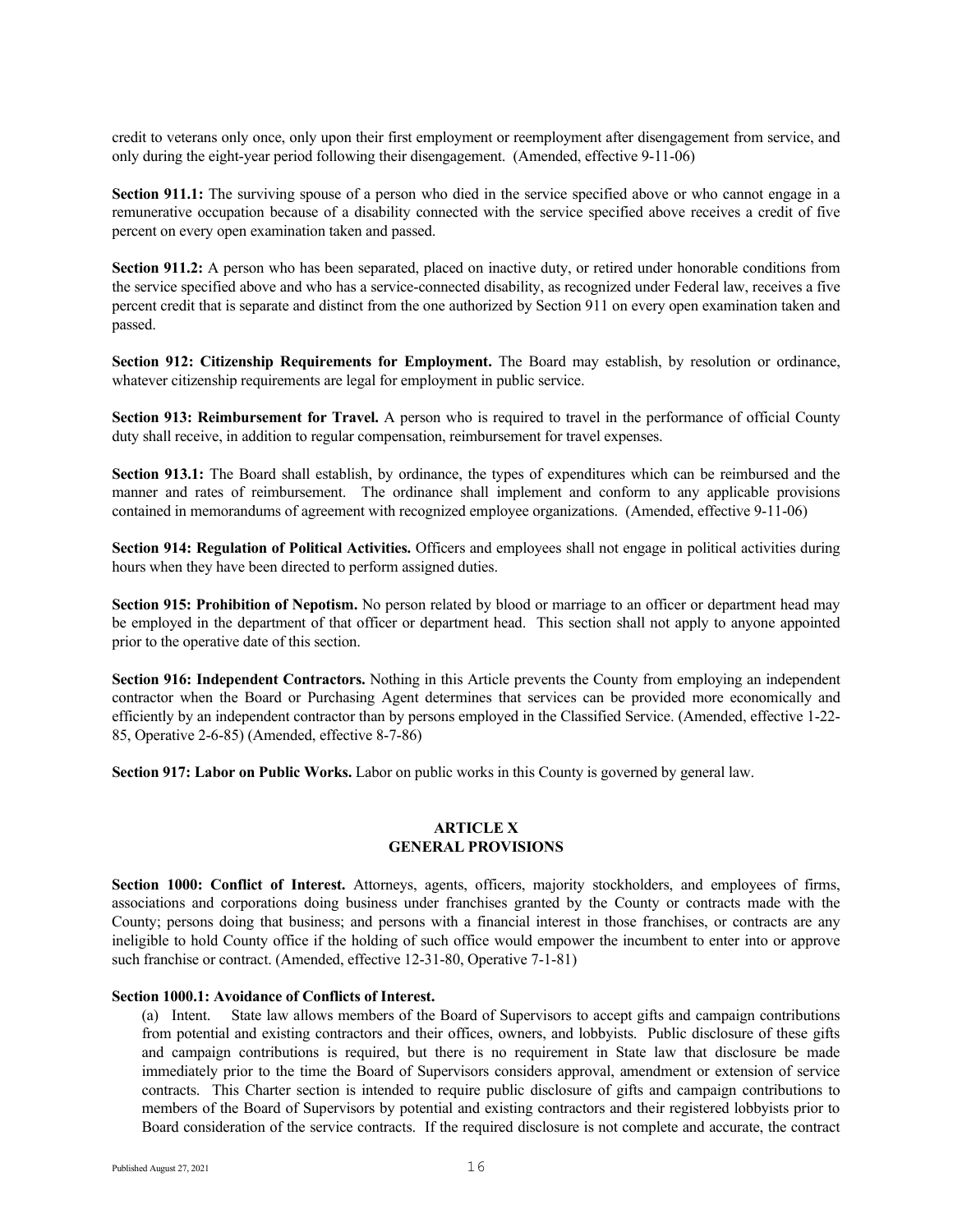credit to veterans only once, only upon their first employment or reemployment after disengagement from service, and only during the eight-year period following their disengagement. (Amended, effective 9-11-06)

**Section 911.1:** The surviving spouse of a person who died in the service specified above or who cannot engage in a remunerative occupation because of a disability connected with the service specified above receives a credit of five percent on every open examination taken and passed.

**Section 911.2:** A person who has been separated, placed on inactive duty, or retired under honorable conditions from the service specified above and who has a service-connected disability, as recognized under Federal law, receives a five percent credit that is separate and distinct from the one authorized by Section 911 on every open examination taken and passed.

**Section 912: Citizenship Requirements for Employment.** The Board may establish, by resolution or ordinance, whatever citizenship requirements are legal for employment in public service.

**Section 913: Reimbursement for Travel.** A person who is required to travel in the performance of official County duty shall receive, in addition to regular compensation, reimbursement for travel expenses.

**Section 913.1:** The Board shall establish, by ordinance, the types of expenditures which can be reimbursed and the manner and rates of reimbursement. The ordinance shall implement and conform to any applicable provisions contained in memorandums of agreement with recognized employee organizations. (Amended, effective 9-11-06)

**Section 914: Regulation of Political Activities.** Officers and employees shall not engage in political activities during hours when they have been directed to perform assigned duties.

**Section 915: Prohibition of Nepotism.** No person related by blood or marriage to an officer or department head may be employed in the department of that officer or department head. This section shall not apply to anyone appointed prior to the operative date of this section.

**Section 916: Independent Contractors.** Nothing in this Article prevents the County from employing an independent contractor when the Board or Purchasing Agent determines that services can be provided more economically and efficiently by an independent contractor than by persons employed in the Classified Service. (Amended, effective 1-22-85, Operative 2-6-85) (Amended, effective 8-7-86)

**Section 917: Labor on Public Works.** Labor on public works in this County is governed by general law.

## ARTICLE X
## GENERAL PROVISIONS

**Section 1000: Conflict of Interest.** Attorneys, agents, officers, majority stockholders, and employees of firms, associations and corporations doing business under franchises granted by the County or contracts made with the County; persons doing that business; and persons with a financial interest in those franchises, or contracts are any ineligible to hold County office if the holding of such office would empower the incumbent to enter into or approve such franchise or contract. (Amended, effective 12-31-80, Operative 7-1-81)

**Section 1000.1: Avoidance of Conflicts of Interest.**

(a) Intent. State law allows members of the Board of Supervisors to accept gifts and campaign contributions from potential and existing contractors and their offices, owners, and lobbyists. Public disclosure of these gifts and campaign contributions is required, but there is no requirement in State law that disclosure be made immediately prior to the time the Board of Supervisors considers approval, amendment or extension of service contracts. This Charter section is intended to require public disclosure of gifts and campaign contributions to members of the Board of Supervisors by potential and existing contractors and their registered lobbyists prior to Board consideration of the service contracts. If the required disclosure is not complete and accurate, the contract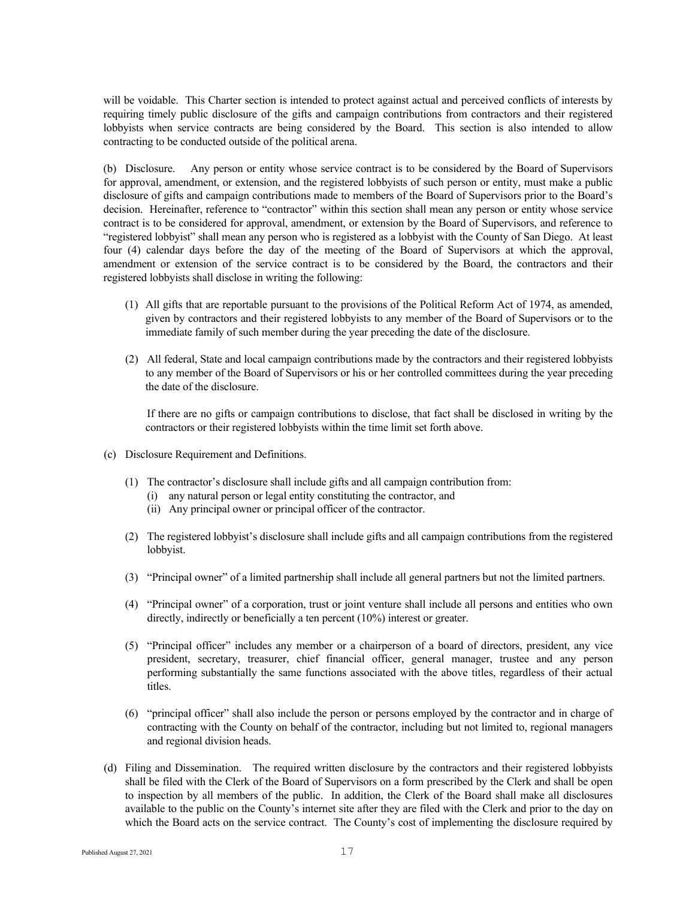will be voidable. This Charter section is intended to protect against actual and perceived conflicts of interests by requiring timely public disclosure of the gifts and campaign contributions from contractors and their registered lobbyists when service contracts are being considered by the Board. This section is also intended to allow contracting to be conducted outside of the political arena.

(b) Disclosure. Any person or entity whose service contract is to be considered by the Board of Supervisors for approval, amendment, or extension, and the registered lobbyists of such person or entity, must make a public disclosure of gifts and campaign contributions made to members of the Board of Supervisors prior to the Board's decision. Hereinafter, reference to "contractor" within this section shall mean any person or entity whose service contract is to be considered for approval, amendment, or extension by the Board of Supervisors, and reference to "registered lobbyist" shall mean any person who is registered as a lobbyist with the County of San Diego. At least four (4) calendar days before the day of the meeting of the Board of Supervisors at which the approval, amendment or extension of the service contract is to be considered by the Board, the contractors and their registered lobbyists shall disclose in writing the following:

(1) All gifts that are reportable pursuant to the provisions of the Political Reform Act of 1974, as amended, given by contractors and their registered lobbyists to any member of the Board of Supervisors or to the immediate family of such member during the year preceding the date of the disclosure.

(2) All federal, State and local campaign contributions made by the contractors and their registered lobbyists to any member of the Board of Supervisors or his or her controlled committees during the year preceding the date of the disclosure.

If there are no gifts or campaign contributions to disclose, that fact shall be disclosed in writing by the contractors or their registered lobbyists within the time limit set forth above.

(c) Disclosure Requirement and Definitions.

(1) The contractor's disclosure shall include gifts and all campaign contribution from:
   (i) any natural person or legal entity constituting the contractor, and
   (ii) Any principal owner or principal officer of the contractor.

(2) The registered lobbyist's disclosure shall include gifts and all campaign contributions from the registered lobbyist.

(3) "Principal owner" of a limited partnership shall include all general partners but not the limited partners.

(4) "Principal owner" of a corporation, trust or joint venture shall include all persons and entities who own directly, indirectly or beneficially a ten percent (10%) interest or greater.

(5) "Principal officer" includes any member or a chairperson of a board of directors, president, any vice president, secretary, treasurer, chief financial officer, general manager, trustee and any person performing substantially the same functions associated with the above titles, regardless of their actual titles.

(6) "principal officer" shall also include the person or persons employed by the contractor and in charge of contracting with the County on behalf of the contractor, including but not limited to, regional managers and regional division heads.

(d) Filing and Dissemination. The required written disclosure by the contractors and their registered lobbyists shall be filed with the Clerk of the Board of Supervisors on a form prescribed by the Clerk and shall be open to inspection by all members of the public. In addition, the Clerk of the Board shall make all disclosures available to the public on the County's internet site after they are filed with the Clerk and prior to the day on which the Board acts on the service contract. The County's cost of implementing the disclosure required by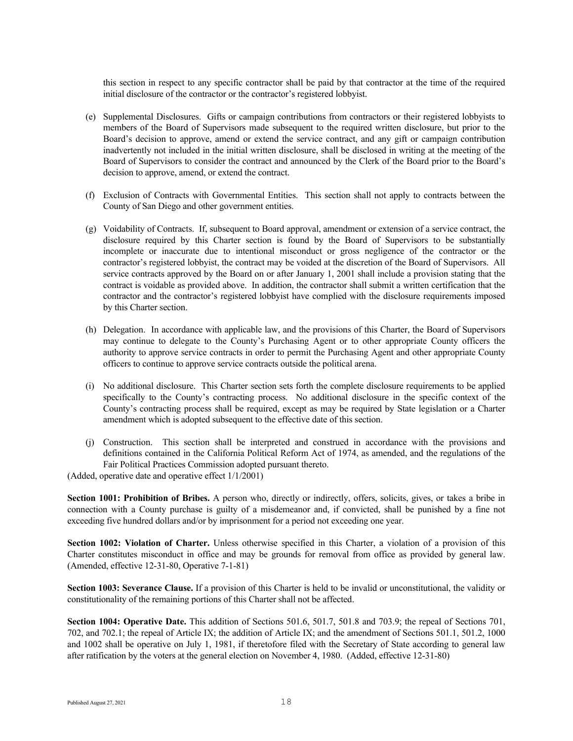this section in respect to any specific contractor shall be paid by that contractor at the time of the required initial disclosure of the contractor or the contractor's registered lobbyist.

(e) Supplemental Disclosures. Gifts or campaign contributions from contractors or their registered lobbyists to members of the Board of Supervisors made subsequent to the required written disclosure, but prior to the Board's decision to approve, amend or extend the service contract, and any gift or campaign contribution inadvertently not included in the initial written disclosure, shall be disclosed in writing at the meeting of the Board of Supervisors to consider the contract and announced by the Clerk of the Board prior to the Board's decision to approve, amend, or extend the contract.

(f) Exclusion of Contracts with Governmental Entities. This section shall not apply to contracts between the County of San Diego and other government entities.

(g) Voidability of Contracts. If, subsequent to Board approval, amendment or extension of a service contract, the disclosure required by this Charter section is found by the Board of Supervisors to be substantially incomplete or inaccurate due to intentional misconduct or gross negligence of the contractor or the contractor's registered lobbyist, the contract may be voided at the discretion of the Board of Supervisors. All service contracts approved by the Board on or after January 1, 2001 shall include a provision stating that the contract is voidable as provided above. In addition, the contractor shall submit a written certification that the contractor and the contractor's registered lobbyist have complied with the disclosure requirements imposed by this Charter section.

(h) Delegation. In accordance with applicable law, and the provisions of this Charter, the Board of Supervisors may continue to delegate to the County's Purchasing Agent or to other appropriate County officers the authority to approve service contracts in order to permit the Purchasing Agent and other appropriate County officers to continue to approve service contracts outside the political arena.

(i) No additional disclosure. This Charter section sets forth the complete disclosure requirements to be applied specifically to the County's contracting process. No additional disclosure in the specific context of the County's contracting process shall be required, except as may be required by State legislation or a Charter amendment which is adopted subsequent to the effective date of this section.

(j) Construction. This section shall be interpreted and construed in accordance with the provisions and definitions contained in the California Political Reform Act of 1974, as amended, and the regulations of the Fair Political Practices Commission adopted pursuant thereto.

(Added, operative date and operative effect 1/1/2001)

**Section 1001: Prohibition of Bribes.** A person who, directly or indirectly, offers, solicits, gives, or takes a bribe in connection with a County purchase is guilty of a misdemeanor and, if convicted, shall be punished by a fine not exceeding five hundred dollars and/or by imprisonment for a period not exceeding one year.

**Section 1002: Violation of Charter.** Unless otherwise specified in this Charter, a violation of a provision of this Charter constitutes misconduct in office and may be grounds for removal from office as provided by general law. (Amended, effective 12-31-80, Operative 7-1-81)

**Section 1003: Severance Clause.** If a provision of this Charter is held to be invalid or unconstitutional, the validity or constitutionality of the remaining portions of this Charter shall not be affected.

**Section 1004: Operative Date.** This addition of Sections 501.6, 501.7, 501.8 and 703.9; the repeal of Sections 701, 702, and 702.1; the repeal of Article IX; the addition of Article IX; and the amendment of Sections 501.1, 501.2, 1000 and 1002 shall be operative on July 1, 1981, if theretofore filed with the Secretary of State according to general law after ratification by the voters at the general election on November 4, 1980. (Added, effective 12-31-80)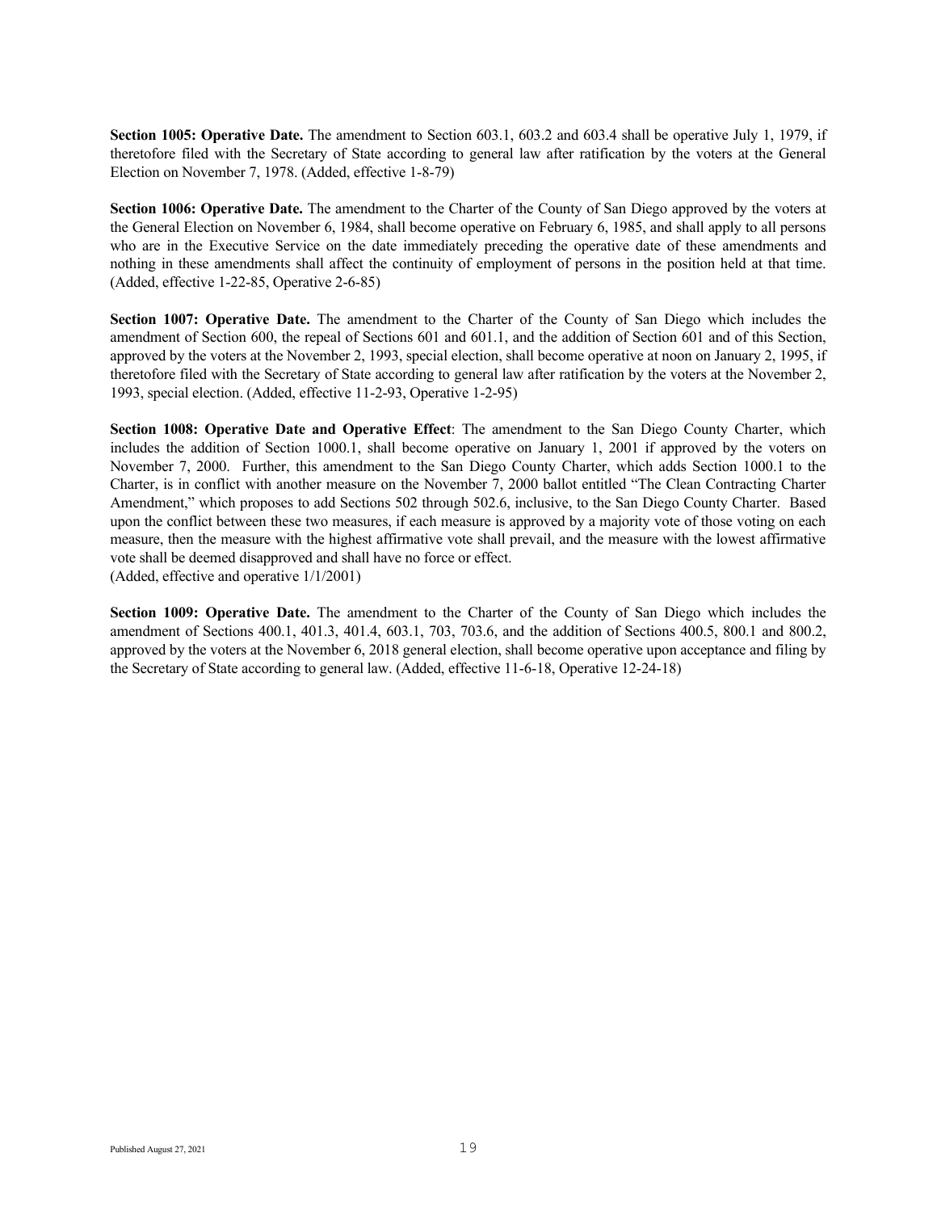**Section 1005: Operative Date.** The amendment to Section 603.1, 603.2 and 603.4 shall be operative July 1, 1979, if theretofore filed with the Secretary of State according to general law after ratification by the voters at the General Election on November 7, 1978. (Added, effective 1-8-79)

**Section 1006: Operative Date.** The amendment to the Charter of the County of San Diego approved by the voters at the General Election on November 6, 1984, shall become operative on February 6, 1985, and shall apply to all persons who are in the Executive Service on the date immediately preceding the operative date of these amendments and nothing in these amendments shall affect the continuity of employment of persons in the position held at that time. (Added, effective 1-22-85, Operative 2-6-85)

**Section 1007: Operative Date.** The amendment to the Charter of the County of San Diego which includes the amendment of Section 600, the repeal of Sections 601 and 601.1, and the addition of Section 601 and of this Section, approved by the voters at the November 2, 1993, special election, shall become operative at noon on January 2, 1995, if theretofore filed with the Secretary of State according to general law after ratification by the voters at the November 2, 1993, special election. (Added, effective 11-2-93, Operative 1-2-95)

**Section 1008: Operative Date and Operative Effect**: The amendment to the San Diego County Charter, which includes the addition of Section 1000.1, shall become operative on January 1, 2001 if approved by the voters on November 7, 2000. Further, this amendment to the San Diego County Charter, which adds Section 1000.1 to the Charter, is in conflict with another measure on the November 7, 2000 ballot entitled "The Clean Contracting Charter Amendment," which proposes to add Sections 502 through 502.6, inclusive, to the San Diego County Charter. Based upon the conflict between these two measures, if each measure is approved by a majority vote of those voting on each measure, then the measure with the highest affirmative vote shall prevail, and the measure with the lowest affirmative vote shall be deemed disapproved and shall have no force or effect.
(Added, effective and operative 1/1/2001)

**Section 1009: Operative Date.** The amendment to the Charter of the County of San Diego which includes the amendment of Sections 400.1, 401.3, 401.4, 603.1, 703, 703.6, and the addition of Sections 400.5, 800.1 and 800.2, approved by the voters at the November 6, 2018 general election, shall become operative upon acceptance and filing by the Secretary of State according to general law. (Added, effective 11-6-18, Operative 12-24-18)